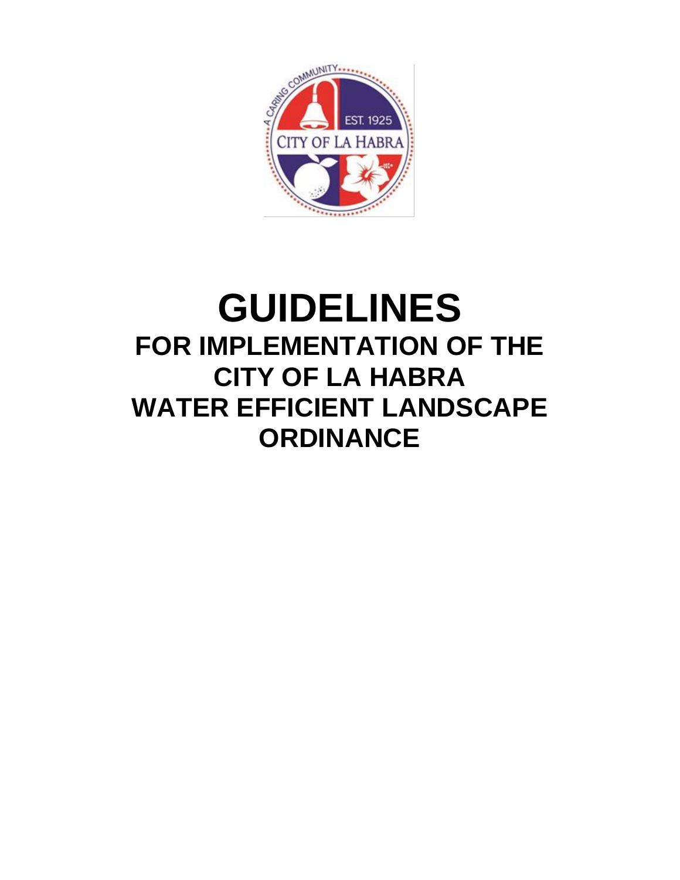# GUIDELINES

## FOR IMPLEMENTATION OF THE CITY OF LA HABRA WATER EFFICIENT LANDSCAPE ORDINANCE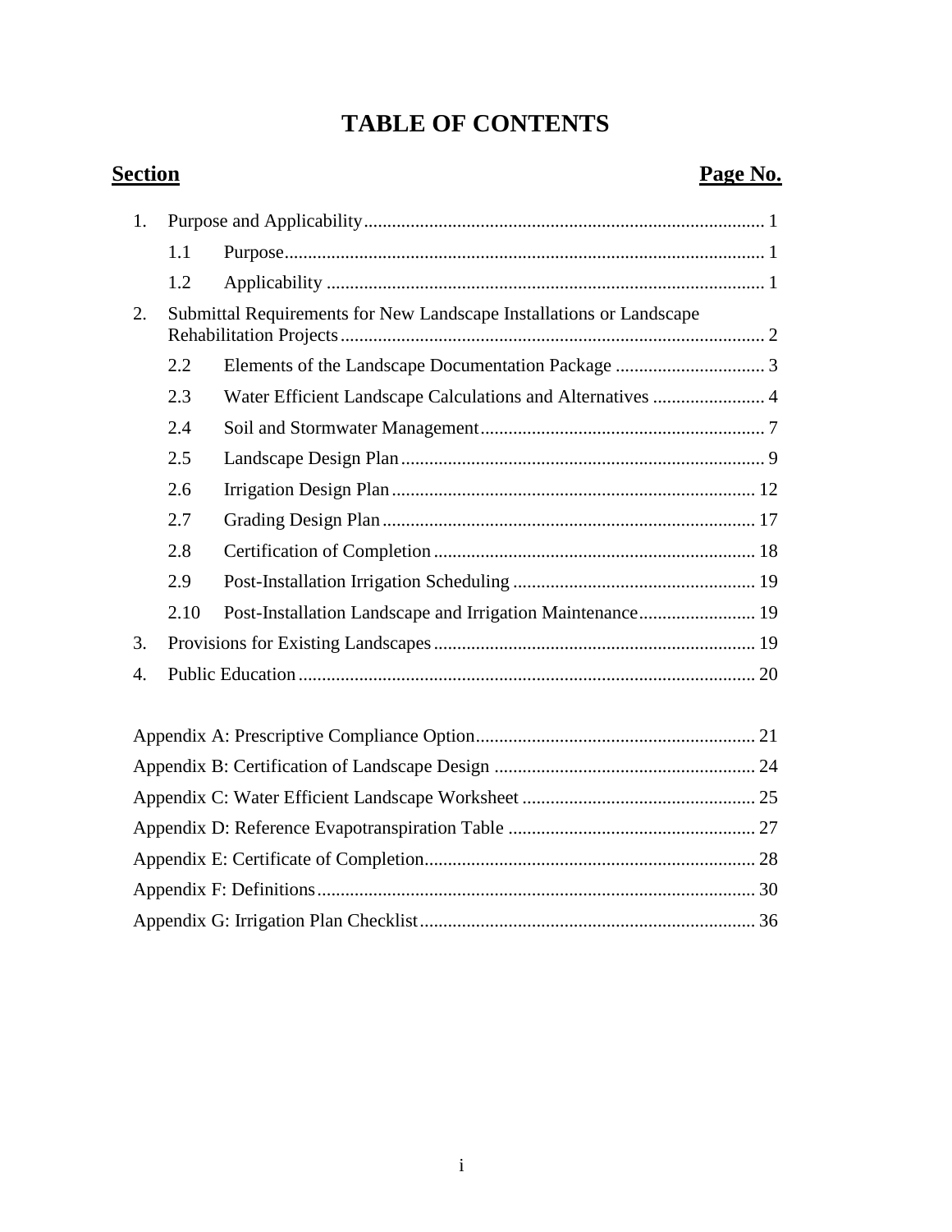# TABLE OF CONTENTS

| Section | | Page No. |
|---|---|---|
| 1. | Purpose and Applicability | 1 |
| 1.1 | Purpose | 1 |
| 1.2 | Applicability | 1 |
| 2. | Submittal Requirements for New Landscape Installations or Landscape Rehabilitation Projects | 2 |
| 2.2 | Elements of the Landscape Documentation Package | 3 |
| 2.3 | Water Efficient Landscape Calculations and Alternatives | 4 |
| 2.4 | Soil and Stormwater Management | 7 |
| 2.5 | Landscape Design Plan | 9 |
| 2.6 | Irrigation Design Plan | 12 |
| 2.7 | Grading Design Plan | 17 |
| 2.8 | Certification of Completion | 18 |
| 2.9 | Post-Installation Irrigation Scheduling | 19 |
| 2.10 | Post-Installation Landscape and Irrigation Maintenance | 19 |
| 3. | Provisions for Existing Landscapes | 19 |
| 4. | Public Education | 20 |
| | Appendix A: Prescriptive Compliance Option | 21 |
| | Appendix B: Certification of Landscape Design | 24 |
| | Appendix C: Water Efficient Landscape Worksheet | 25 |
| | Appendix D: Reference Evapotranspiration Table | 27 |
| | Appendix E: Certificate of Completion | 28 |
| | Appendix F: Definitions | 30 |
| | Appendix G: Irrigation Plan Checklist | 36 |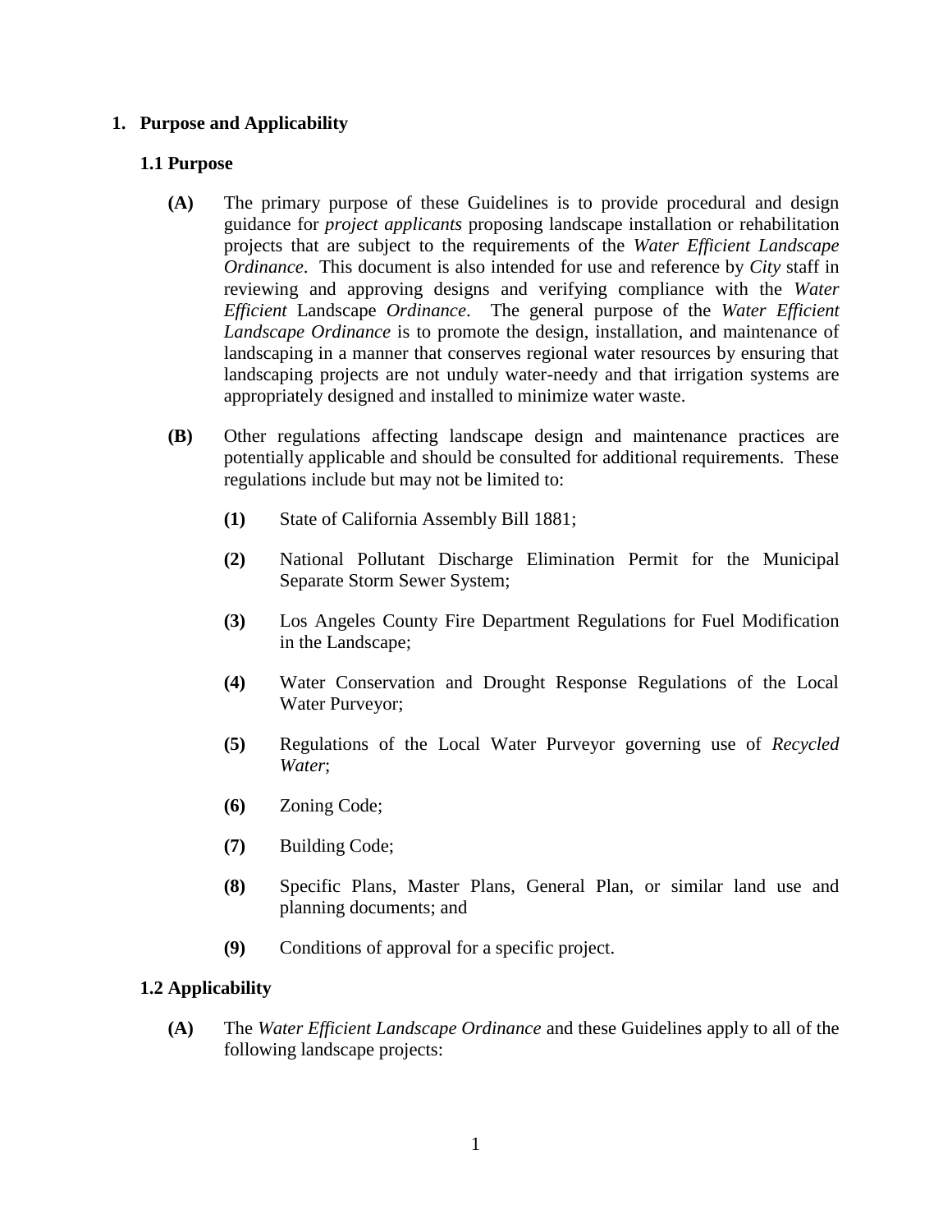# 1. Purpose and Applicability

## 1.1 Purpose

**(A)** The primary purpose of these Guidelines is to provide procedural and design guidance for *project applicants* proposing landscape installation or rehabilitation projects that are subject to the requirements of the *Water Efficient Landscape Ordinance*. This document is also intended for use and reference by *City* staff in reviewing and approving designs and verifying compliance with the *Water Efficient* Landscape *Ordinance*. The general purpose of the *Water Efficient Landscape Ordinance* is to promote the design, installation, and maintenance of landscaping in a manner that conserves regional water resources by ensuring that landscaping projects are not unduly water-needy and that irrigation systems are appropriately designed and installed to minimize water waste.

**(B)** Other regulations affecting landscape design and maintenance practices are potentially applicable and should be consulted for additional requirements. These regulations include but may not be limited to:

- **(1)** State of California Assembly Bill 1881;
- **(2)** National Pollutant Discharge Elimination Permit for the Municipal Separate Storm Sewer System;
- **(3)** Los Angeles County Fire Department Regulations for Fuel Modification in the Landscape;
- **(4)** Water Conservation and Drought Response Regulations of the Local Water Purveyor;
- **(5)** Regulations of the Local Water Purveyor governing use of *Recycled Water*;
- **(6)** Zoning Code;
- **(7)** Building Code;
- **(8)** Specific Plans, Master Plans, General Plan, or similar land use and planning documents; and
- **(9)** Conditions of approval for a specific project.

## 1.2 Applicability

**(A)** The *Water Efficient Landscape Ordinance* and these Guidelines apply to all of the following landscape projects: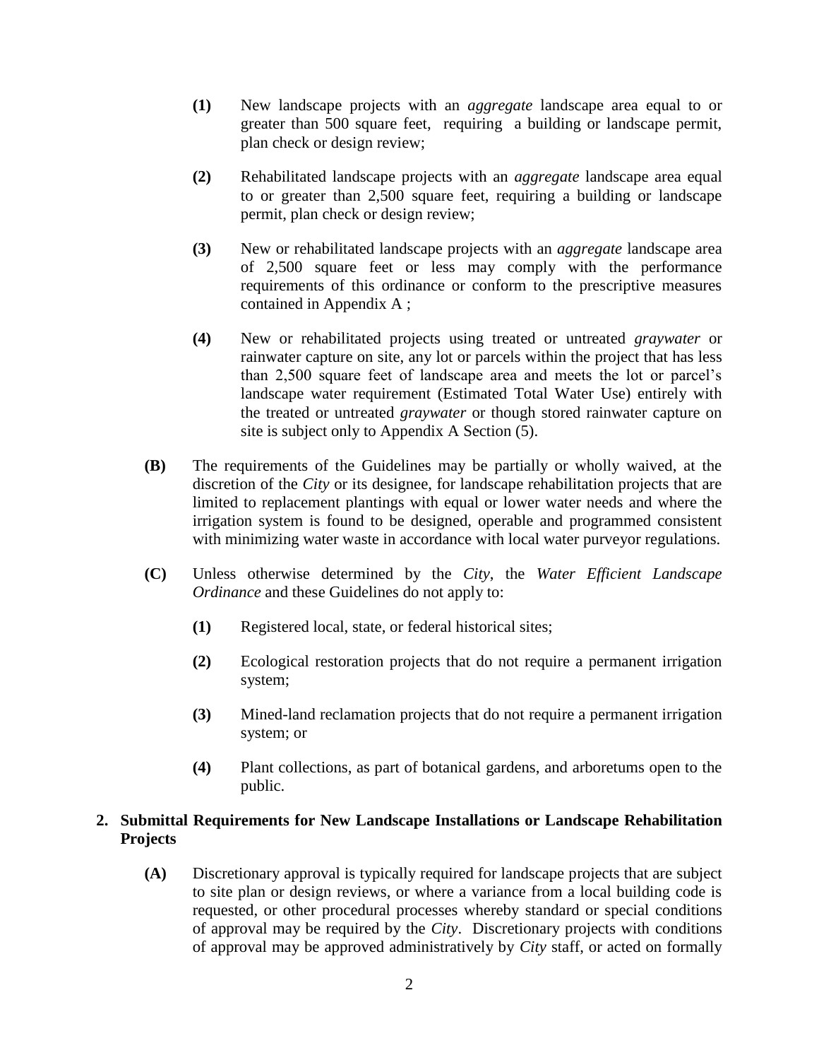**(1)** New landscape projects with an *aggregate* landscape area equal to or greater than 500 square feet, requiring a building or landscape permit, plan check or design review;

**(2)** Rehabilitated landscape projects with an *aggregate* landscape area equal to or greater than 2,500 square feet, requiring a building or landscape permit, plan check or design review;

**(3)** New or rehabilitated landscape projects with an *aggregate* landscape area of 2,500 square feet or less may comply with the performance requirements of this ordinance or conform to the prescriptive measures contained in Appendix A ;

**(4)** New or rehabilitated projects using treated or untreated *graywater* or rainwater capture on site, any lot or parcels within the project that has less than 2,500 square feet of landscape area and meets the lot or parcel's landscape water requirement (Estimated Total Water Use) entirely with the treated or untreated *graywater* or though stored rainwater capture on site is subject only to Appendix A Section (5).

**(B)** The requirements of the Guidelines may be partially or wholly waived, at the discretion of the *City* or its designee, for landscape rehabilitation projects that are limited to replacement plantings with equal or lower water needs and where the irrigation system is found to be designed, operable and programmed consistent with minimizing water waste in accordance with local water purveyor regulations.

**(C)** Unless otherwise determined by the *City*, the *Water Efficient Landscape Ordinance* and these Guidelines do not apply to:

**(1)** Registered local, state, or federal historical sites;

**(2)** Ecological restoration projects that do not require a permanent irrigation system;

**(3)** Mined-land reclamation projects that do not require a permanent irrigation system; or

**(4)** Plant collections, as part of botanical gardens, and arboretums open to the public.

## 2. Submittal Requirements for New Landscape Installations or Landscape Rehabilitation Projects

**(A)** Discretionary approval is typically required for landscape projects that are subject to site plan or design reviews, or where a variance from a local building code is requested, or other procedural processes whereby standard or special conditions of approval may be required by the *City*. Discretionary projects with conditions of approval may be approved administratively by *City* staff, or acted on formally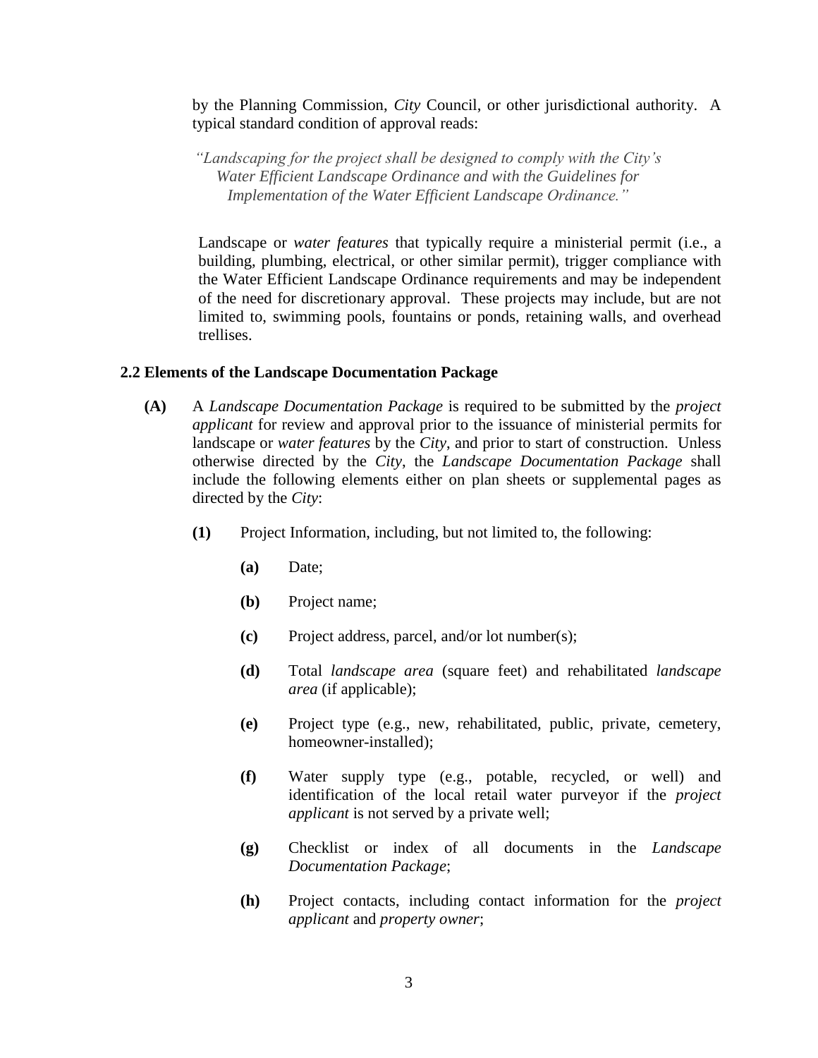by the Planning Commission, *City* Council, or other jurisdictional authority. A typical standard condition of approval reads:

> *"Landscaping for the project shall be designed to comply with the City's Water Efficient Landscape Ordinance and with the Guidelines for Implementation of the Water Efficient Landscape Ordinance."*

Landscape or *water features* that typically require a ministerial permit (i.e., a building, plumbing, electrical, or other similar permit), trigger compliance with the Water Efficient Landscape Ordinance requirements and may be independent of the need for discretionary approval. These projects may include, but are not limited to, swimming pools, fountains or ponds, retaining walls, and overhead trellises.

### 2.2 Elements of the Landscape Documentation Package

**(A)** A *Landscape Documentation Package* is required to be submitted by the *project applicant* for review and approval prior to the issuance of ministerial permits for landscape or *water features* by the *City*, and prior to start of construction. Unless otherwise directed by the *City*, the *Landscape Documentation Package* shall include the following elements either on plan sheets or supplemental pages as directed by the *City*:

- **(1)** Project Information, including, but not limited to, the following:
  - **(a)** Date;
  - **(b)** Project name;
  - **(c)** Project address, parcel, and/or lot number(s);
  - **(d)** Total *landscape area* (square feet) and rehabilitated *landscape area* (if applicable);
  - **(e)** Project type (e.g., new, rehabilitated, public, private, cemetery, homeowner-installed);
  - **(f)** Water supply type (e.g., potable, recycled, or well) and identification of the local retail water purveyor if the *project applicant* is not served by a private well;
  - **(g)** Checklist or index of all documents in the *Landscape Documentation Package*;
  - **(h)** Project contacts, including contact information for the *project applicant* and *property owner*;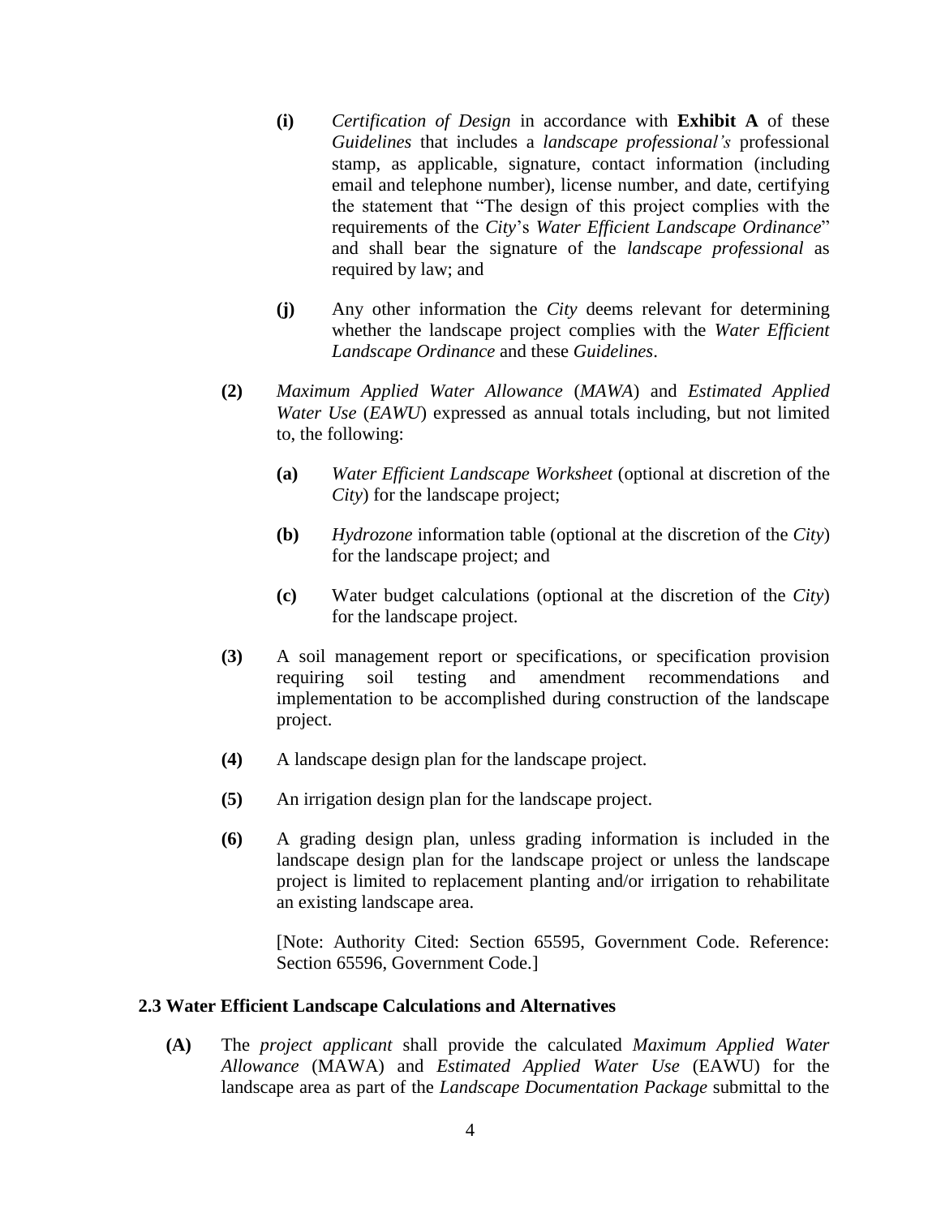**(i)** *Certification of Design* in accordance with **Exhibit A** of these *Guidelines* that includes a *landscape professional's* professional stamp, as applicable, signature, contact information (including email and telephone number), license number, and date, certifying the statement that "The design of this project complies with the requirements of the *City*'s *Water Efficient Landscape Ordinance*" and shall bear the signature of the *landscape professional* as required by law; and

**(j)** Any other information the *City* deems relevant for determining whether the landscape project complies with the *Water Efficient Landscape Ordinance* and these *Guidelines*.

**(2)** *Maximum Applied Water Allowance* (*MAWA*) and *Estimated Applied Water Use* (*EAWU*) expressed as annual totals including, but not limited to, the following:

**(a)** *Water Efficient Landscape Worksheet* (optional at discretion of the *City*) for the landscape project;

**(b)** *Hydrozone* information table (optional at the discretion of the *City*) for the landscape project; and

**(c)** Water budget calculations (optional at the discretion of the *City*) for the landscape project.

**(3)** A soil management report or specifications, or specification provision requiring soil testing and amendment recommendations and implementation to be accomplished during construction of the landscape project.

**(4)** A landscape design plan for the landscape project.

**(5)** An irrigation design plan for the landscape project.

**(6)** A grading design plan, unless grading information is included in the landscape design plan for the landscape project or unless the landscape project is limited to replacement planting and/or irrigation to rehabilitate an existing landscape area.

[Note: Authority Cited: Section 65595, Government Code. Reference: Section 65596, Government Code.]

### 2.3 Water Efficient Landscape Calculations and Alternatives

**(A)** The *project applicant* shall provide the calculated *Maximum Applied Water Allowance* (MAWA) and *Estimated Applied Water Use* (EAWU) for the landscape area as part of the *Landscape Documentation Package* submittal to the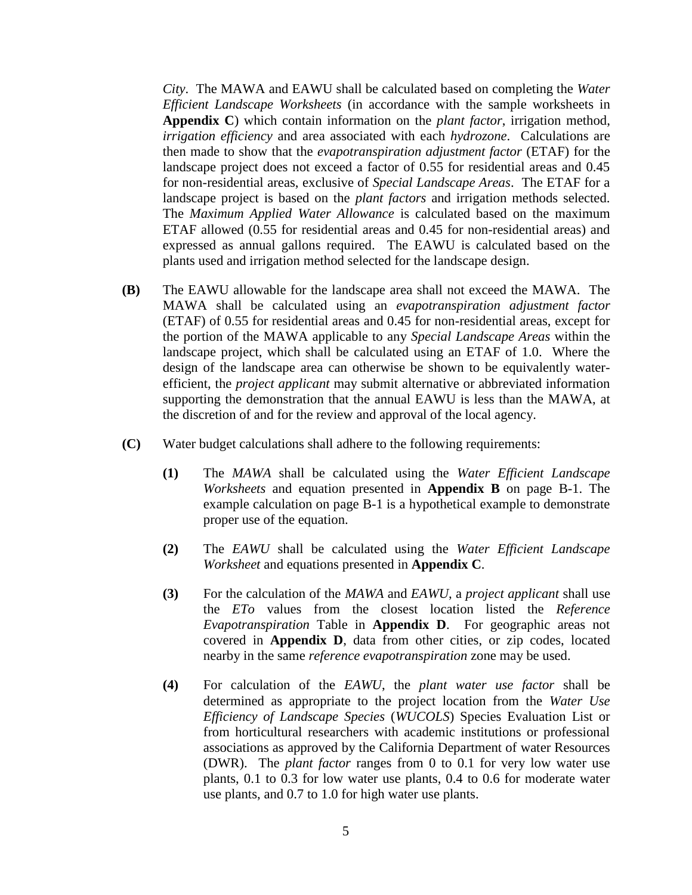*City*. The MAWA and EAWU shall be calculated based on completing the *Water Efficient Landscape Worksheets* (in accordance with the sample worksheets in **Appendix C**) which contain information on the *plant factor*, irrigation method, *irrigation efficiency* and area associated with each *hydrozone*. Calculations are then made to show that the *evapotranspiration adjustment factor* (ETAF) for the landscape project does not exceed a factor of 0.55 for residential areas and 0.45 for non-residential areas, exclusive of *Special Landscape Areas*. The ETAF for a landscape project is based on the *plant factors* and irrigation methods selected. The *Maximum Applied Water Allowance* is calculated based on the maximum ETAF allowed (0.55 for residential areas and 0.45 for non-residential areas) and expressed as annual gallons required. The EAWU is calculated based on the plants used and irrigation method selected for the landscape design.

**(B)** The EAWU allowable for the landscape area shall not exceed the MAWA. The MAWA shall be calculated using an *evapotranspiration adjustment factor* (ETAF) of 0.55 for residential areas and 0.45 for non-residential areas, except for the portion of the MAWA applicable to any *Special Landscape Areas* within the landscape project, which shall be calculated using an ETAF of 1.0. Where the design of the landscape area can otherwise be shown to be equivalently water-efficient, the *project applicant* may submit alternative or abbreviated information supporting the demonstration that the annual EAWU is less than the MAWA, at the discretion of and for the review and approval of the local agency.

**(C)** Water budget calculations shall adhere to the following requirements:

**(1)** The *MAWA* shall be calculated using the *Water Efficient Landscape Worksheets* and equation presented in **Appendix B** on page B-1. The example calculation on page B-1 is a hypothetical example to demonstrate proper use of the equation.

**(2)** The *EAWU* shall be calculated using the *Water Efficient Landscape Worksheet* and equations presented in **Appendix C**.

**(3)** For the calculation of the *MAWA* and *EAWU*, a *project applicant* shall use the *ETo* values from the closest location listed the *Reference Evapotranspiration* Table in **Appendix D**. For geographic areas not covered in **Appendix D**, data from other cities, or zip codes, located nearby in the same *reference evapotranspiration* zone may be used.

**(4)** For calculation of the *EAWU*, the *plant water use factor* shall be determined as appropriate to the project location from the *Water Use Efficiency of Landscape Species* (*WUCOLS*) Species Evaluation List or from horticultural researchers with academic institutions or professional associations as approved by the California Department of water Resources (DWR). The *plant factor* ranges from 0 to 0.1 for very low water use plants, 0.1 to 0.3 for low water use plants, 0.4 to 0.6 for moderate water use plants, and 0.7 to 1.0 for high water use plants.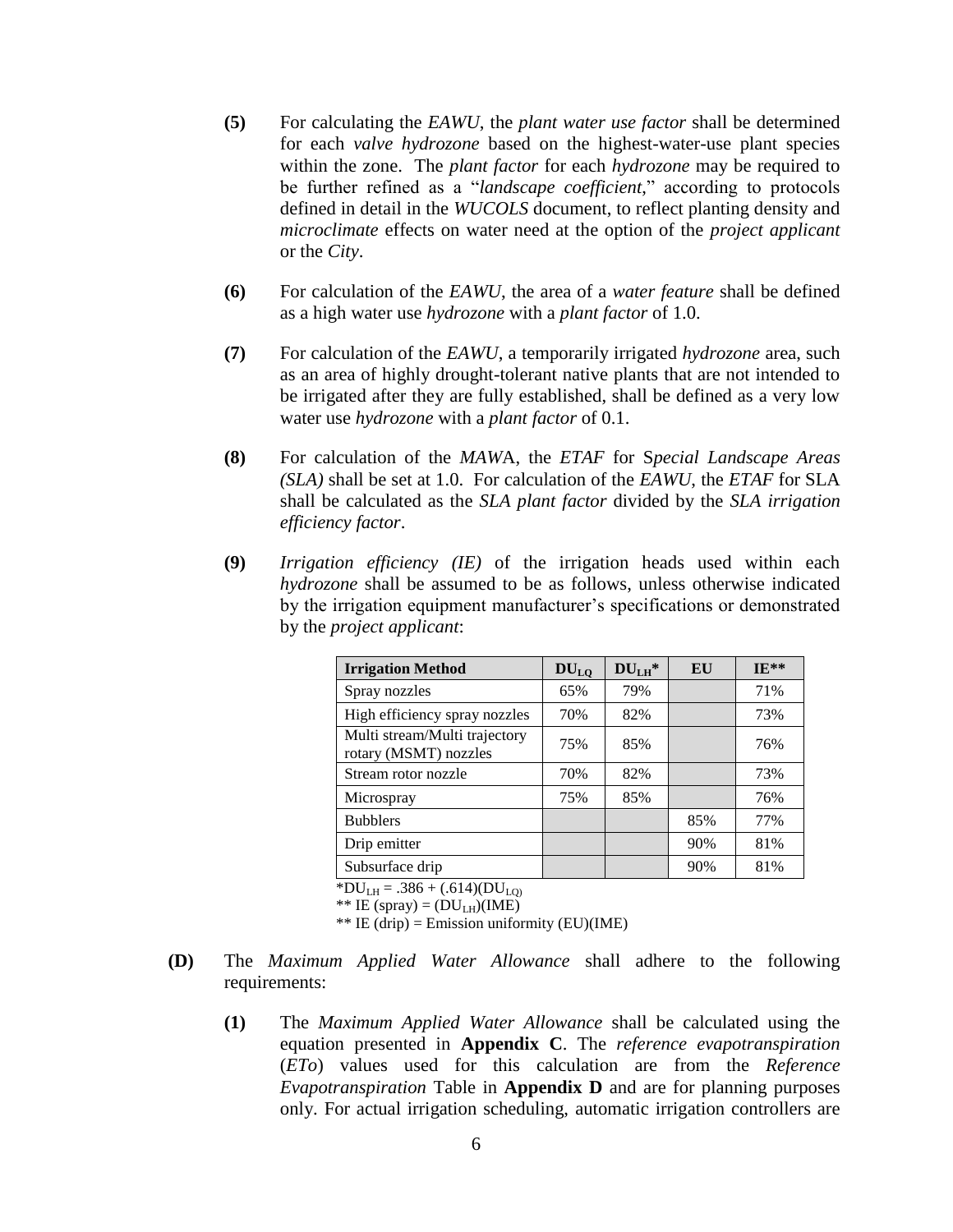**(5)** For calculating the *EAWU*, the *plant water use factor* shall be determined for each *valve hydrozone* based on the highest-water-use plant species within the zone. The *plant factor* for each *hydrozone* may be required to be further refined as a "*landscape coefficient*," according to protocols defined in detail in the *WUCOLS* document, to reflect planting density and *microclimate* effects on water need at the option of the *project applicant* or the *City*.

**(6)** For calculation of the *EAWU*, the area of a *water feature* shall be defined as a high water use *hydrozone* with a *plant factor* of 1.0.

**(7)** For calculation of the *EAWU*, a temporarily irrigated *hydrozone* area, such as an area of highly drought-tolerant native plants that are not intended to be irrigated after they are fully established, shall be defined as a very low water use *hydrozone* with a *plant factor* of 0.1.

**(8)** For calculation of the *MAWA*, the *ETAF* for S*pecial Landscape Areas (SLA)* shall be set at 1.0. For calculation of the *EAWU*, the *ETAF* for SLA shall be calculated as the *SLA plant factor* divided by the *SLA irrigation efficiency factor*.

**(9)** *Irrigation efficiency (IE)* of the irrigation heads used within each *hydrozone* shall be assumed to be as follows, unless otherwise indicated by the irrigation equipment manufacturer's specifications or demonstrated by the *project applicant*:

| Irrigation Method | $DU_{LQ}$ | $DU_{LH}$* | EU | IE** |
|---|---|---|---|---|
| Spray nozzles | 65% | 79% | | 71% |
| High efficiency spray nozzles | 70% | 82% | | 73% |
| Multi stream/Multi trajectory rotary (MSMT) nozzles | 75% | 85% | | 76% |
| Stream rotor nozzle | 70% | 82% | | 73% |
| Microspray | 75% | 85% | | 76% |
| Bubblers | | | 85% | 77% |
| Drip emitter | | | 90% | 81% |
| Subsurface drip | | | 90% | 81% |

*$DU_{LH} = .386 + (.614)(DU_{LQ})$

** IE (spray) = $(DU_{LH})$(IME)

** IE (drip) = Emission uniformity (EU)(IME)

**(D)** The *Maximum Applied Water Allowance* shall adhere to the following requirements:

**(1)** The *Maximum Applied Water Allowance* shall be calculated using the equation presented in **Appendix C**. The *reference evapotranspiration* (*ETo*) values used for this calculation are from the *Reference Evapotranspiration* Table in **Appendix D** and are for planning purposes only. For actual irrigation scheduling, automatic irrigation controllers are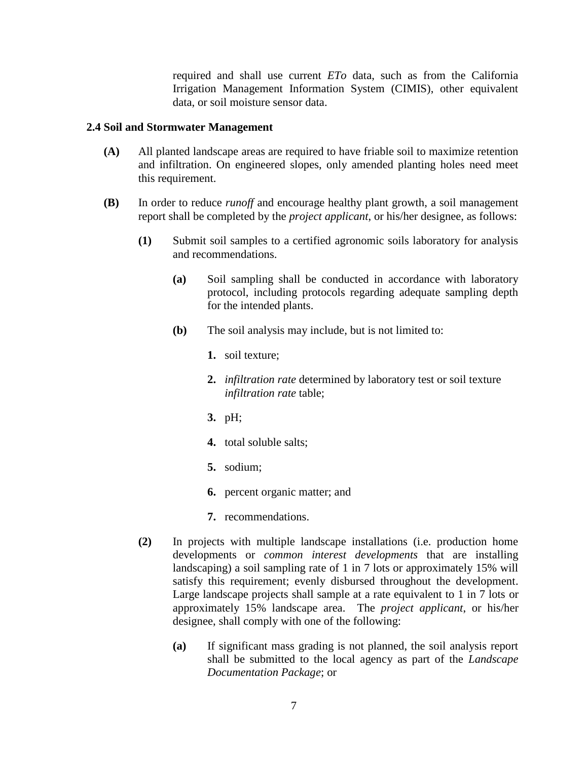required and shall use current *ETo* data, such as from the California Irrigation Management Information System (CIMIS), other equivalent data, or soil moisture sensor data.

**2.4 Soil and Stormwater Management**

**(A)** All planted landscape areas are required to have friable soil to maximize retention and infiltration. On engineered slopes, only amended planting holes need meet this requirement.

**(B)** In order to reduce *runoff* and encourage healthy plant growth, a soil management report shall be completed by the *project applicant*, or his/her designee, as follows:

**(1)** Submit soil samples to a certified agronomic soils laboratory for analysis and recommendations.

**(a)** Soil sampling shall be conducted in accordance with laboratory protocol, including protocols regarding adequate sampling depth for the intended plants.

**(b)** The soil analysis may include, but is not limited to:

1. soil texture;
2. *infiltration rate* determined by laboratory test or soil texture *infiltration rate* table;
3. pH;
4. total soluble salts;
5. sodium;
6. percent organic matter; and
7. recommendations.

**(2)** In projects with multiple landscape installations (i.e. production home developments or *common interest developments* that are installing landscaping) a soil sampling rate of 1 in 7 lots or approximately 15% will satisfy this requirement; evenly disbursed throughout the development. Large landscape projects shall sample at a rate equivalent to 1 in 7 lots or approximately 15% landscape area. The *project applicant*, or his/her designee, shall comply with one of the following:

**(a)** If significant mass grading is not planned, the soil analysis report shall be submitted to the local agency as part of the *Landscape Documentation Package*; or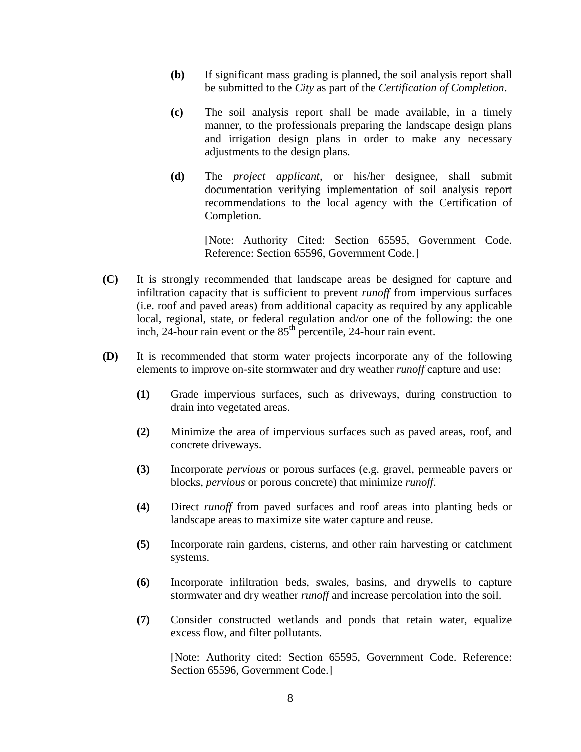**(b)** If significant mass grading is planned, the soil analysis report shall be submitted to the *City* as part of the *Certification of Completion*.

**(c)** The soil analysis report shall be made available, in a timely manner, to the professionals preparing the landscape design plans and irrigation design plans in order to make any necessary adjustments to the design plans.

**(d)** The *project applicant*, or his/her designee, shall submit documentation verifying implementation of soil analysis report recommendations to the local agency with the Certification of Completion.

[Note: Authority Cited: Section 65595, Government Code. Reference: Section 65596, Government Code.]

**(C)** It is strongly recommended that landscape areas be designed for capture and infiltration capacity that is sufficient to prevent *runoff* from impervious surfaces (i.e. roof and paved areas) from additional capacity as required by any applicable local, regional, state, or federal regulation and/or one of the following: the one inch, 24-hour rain event or the 85th percentile, 24-hour rain event.

**(D)** It is recommended that storm water projects incorporate any of the following elements to improve on-site stormwater and dry weather *runoff* capture and use:

**(1)** Grade impervious surfaces, such as driveways, during construction to drain into vegetated areas.

**(2)** Minimize the area of impervious surfaces such as paved areas, roof, and concrete driveways.

**(3)** Incorporate *pervious* or porous surfaces (e.g. gravel, permeable pavers or blocks, *pervious* or porous concrete) that minimize *runoff*.

**(4)** Direct *runoff* from paved surfaces and roof areas into planting beds or landscape areas to maximize site water capture and reuse.

**(5)** Incorporate rain gardens, cisterns, and other rain harvesting or catchment systems.

**(6)** Incorporate infiltration beds, swales, basins, and drywells to capture stormwater and dry weather *runoff* and increase percolation into the soil.

**(7)** Consider constructed wetlands and ponds that retain water, equalize excess flow, and filter pollutants.

[Note: Authority cited: Section 65595, Government Code. Reference: Section 65596, Government Code.]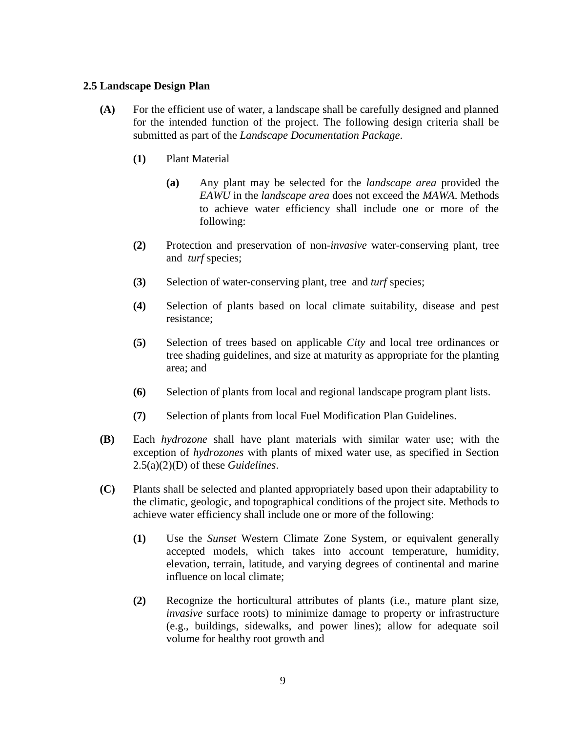### 2.5 Landscape Design Plan

**(A)** For the efficient use of water, a landscape shall be carefully designed and planned for the intended function of the project. The following design criteria shall be submitted as part of the *Landscape Documentation Package*.

**(1)** Plant Material

**(a)** Any plant may be selected for the *landscape area* provided the *EAWU* in the *landscape area* does not exceed the *MAWA*. Methods to achieve water efficiency shall include one or more of the following:

**(2)** Protection and preservation of non-*invasive* water-conserving plant, tree and *turf* species;

**(3)** Selection of water-conserving plant, tree and *turf* species;

**(4)** Selection of plants based on local climate suitability, disease and pest resistance;

**(5)** Selection of trees based on applicable *City* and local tree ordinances or tree shading guidelines, and size at maturity as appropriate for the planting area; and

**(6)** Selection of plants from local and regional landscape program plant lists.

**(7)** Selection of plants from local Fuel Modification Plan Guidelines.

**(B)** Each *hydrozone* shall have plant materials with similar water use; with the exception of *hydrozones* with plants of mixed water use, as specified in Section 2.5(a)(2)(D) of these *Guidelines*.

**(C)** Plants shall be selected and planted appropriately based upon their adaptability to the climatic, geologic, and topographical conditions of the project site. Methods to achieve water efficiency shall include one or more of the following:

**(1)** Use the *Sunset* Western Climate Zone System, or equivalent generally accepted models, which takes into account temperature, humidity, elevation, terrain, latitude, and varying degrees of continental and marine influence on local climate;

**(2)** Recognize the horticultural attributes of plants (i.e., mature plant size, *invasive* surface roots) to minimize damage to property or infrastructure (e.g., buildings, sidewalks, and power lines); allow for adequate soil volume for healthy root growth and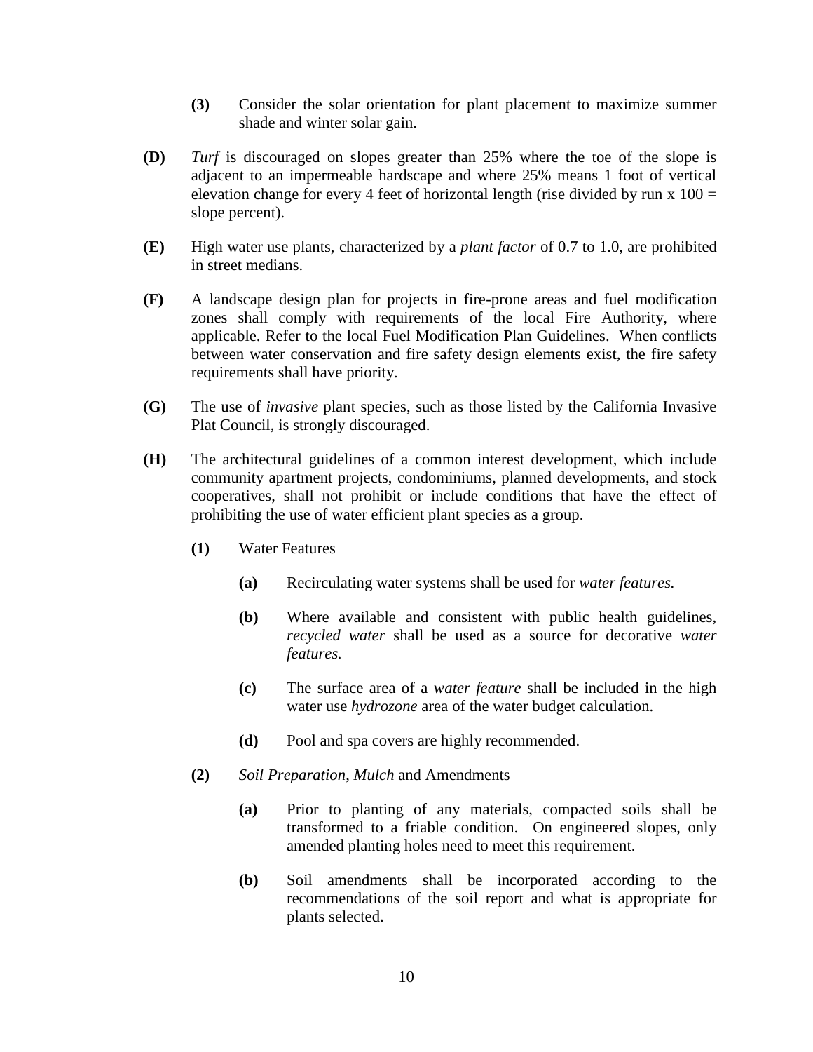**(3)** Consider the solar orientation for plant placement to maximize summer shade and winter solar gain.

**(D)** *Turf* is discouraged on slopes greater than 25% where the toe of the slope is adjacent to an impermeable hardscape and where 25% means 1 foot of vertical elevation change for every 4 feet of horizontal length (rise divided by run x 100 = slope percent).

**(E)** High water use plants, characterized by a *plant factor* of 0.7 to 1.0, are prohibited in street medians.

**(F)** A landscape design plan for projects in fire-prone areas and fuel modification zones shall comply with requirements of the local Fire Authority, where applicable. Refer to the local Fuel Modification Plan Guidelines. When conflicts between water conservation and fire safety design elements exist, the fire safety requirements shall have priority.

**(G)** The use of *invasive* plant species, such as those listed by the California Invasive Plat Council, is strongly discouraged.

**(H)** The architectural guidelines of a common interest development, which include community apartment projects, condominiums, planned developments, and stock cooperatives, shall not prohibit or include conditions that have the effect of prohibiting the use of water efficient plant species as a group.

**(1)** Water Features

**(a)** Recirculating water systems shall be used for *water features.*

**(b)** Where available and consistent with public health guidelines, *recycled water* shall be used as a source for decorative *water features.*

**(c)** The surface area of a *water feature* shall be included in the high water use *hydrozone* area of the water budget calculation.

**(d)** Pool and spa covers are highly recommended.

**(2)** *Soil Preparation*, *Mulch* and Amendments

**(a)** Prior to planting of any materials, compacted soils shall be transformed to a friable condition. On engineered slopes, only amended planting holes need to meet this requirement.

**(b)** Soil amendments shall be incorporated according to the recommendations of the soil report and what is appropriate for plants selected.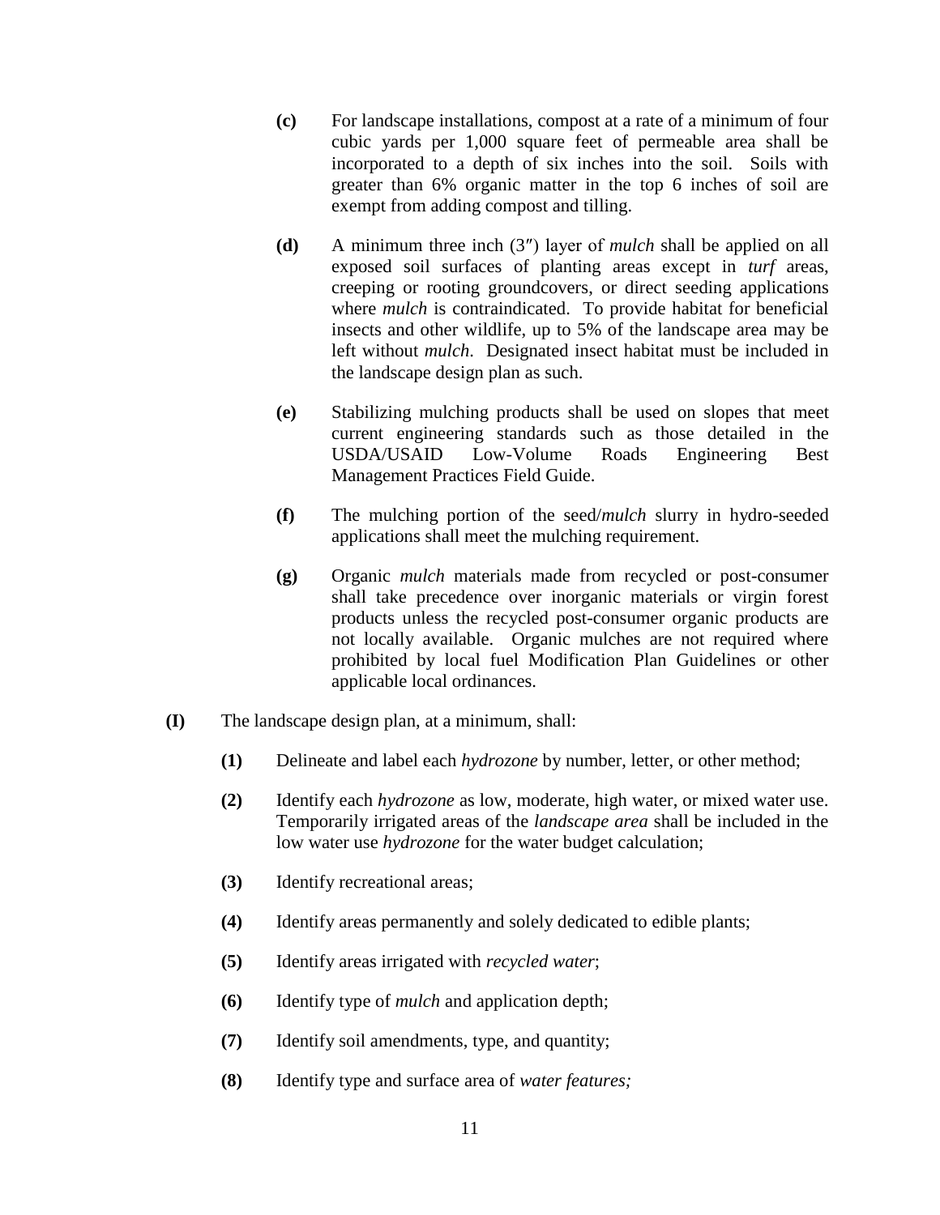**(c)** For landscape installations, compost at a rate of a minimum of four cubic yards per 1,000 square feet of permeable area shall be incorporated to a depth of six inches into the soil. Soils with greater than 6% organic matter in the top 6 inches of soil are exempt from adding compost and tilling.

**(d)** A minimum three inch (3″) layer of *mulch* shall be applied on all exposed soil surfaces of planting areas except in *turf* areas, creeping or rooting groundcovers, or direct seeding applications where *mulch* is contraindicated. To provide habitat for beneficial insects and other wildlife, up to 5% of the landscape area may be left without *mulch*. Designated insect habitat must be included in the landscape design plan as such.

**(e)** Stabilizing mulching products shall be used on slopes that meet current engineering standards such as those detailed in the USDA/USAID Low-Volume Roads Engineering Best Management Practices Field Guide.

**(f)** The mulching portion of the seed/*mulch* slurry in hydro-seeded applications shall meet the mulching requirement.

**(g)** Organic *mulch* materials made from recycled or post-consumer shall take precedence over inorganic materials or virgin forest products unless the recycled post-consumer organic products are not locally available. Organic mulches are not required where prohibited by local fuel Modification Plan Guidelines or other applicable local ordinances.

**(I)** The landscape design plan, at a minimum, shall:

**(1)** Delineate and label each *hydrozone* by number, letter, or other method;

**(2)** Identify each *hydrozone* as low, moderate, high water, or mixed water use. Temporarily irrigated areas of the *landscape area* shall be included in the low water use *hydrozone* for the water budget calculation;

**(3)** Identify recreational areas;

**(4)** Identify areas permanently and solely dedicated to edible plants;

**(5)** Identify areas irrigated with *recycled water*;

**(6)** Identify type of *mulch* and application depth;

**(7)** Identify soil amendments, type, and quantity;

**(8)** Identify type and surface area of *water features;*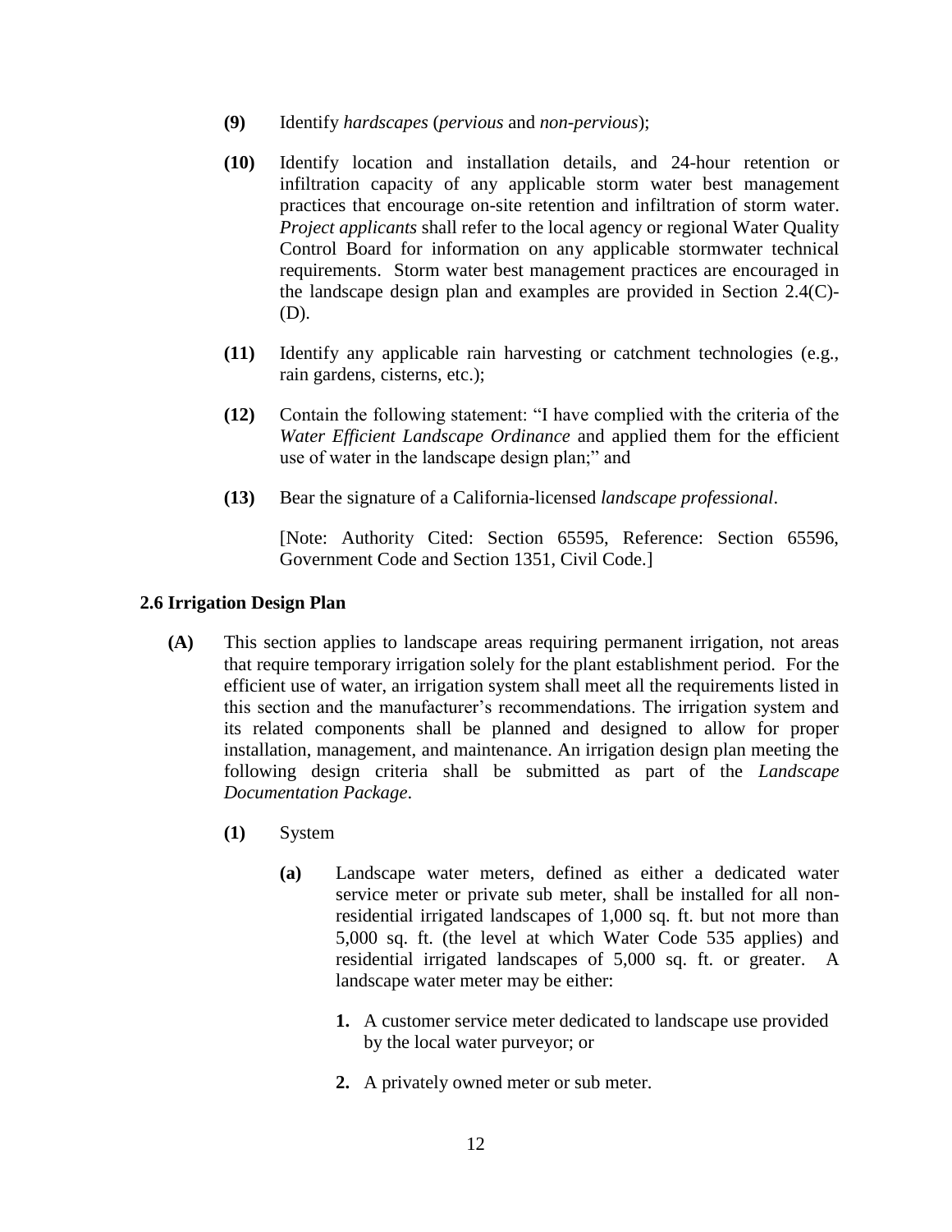**(9)** Identify *hardscapes* (*pervious* and *non-pervious*);

**(10)** Identify location and installation details, and 24-hour retention or infiltration capacity of any applicable storm water best management practices that encourage on-site retention and infiltration of storm water. *Project applicants* shall refer to the local agency or regional Water Quality Control Board for information on any applicable stormwater technical requirements. Storm water best management practices are encouraged in the landscape design plan and examples are provided in Section 2.4(C)-(D).

**(11)** Identify any applicable rain harvesting or catchment technologies (e.g., rain gardens, cisterns, etc.);

**(12)** Contain the following statement: "I have complied with the criteria of the *Water Efficient Landscape Ordinance* and applied them for the efficient use of water in the landscape design plan;" and

**(13)** Bear the signature of a California-licensed *landscape professional*.

[Note: Authority Cited: Section 65595, Reference: Section 65596, Government Code and Section 1351, Civil Code.]

### 2.6 Irrigation Design Plan

**(A)** This section applies to landscape areas requiring permanent irrigation, not areas that require temporary irrigation solely for the plant establishment period. For the efficient use of water, an irrigation system shall meet all the requirements listed in this section and the manufacturer's recommendations. The irrigation system and its related components shall be planned and designed to allow for proper installation, management, and maintenance. An irrigation design plan meeting the following design criteria shall be submitted as part of the *Landscape Documentation Package*.

**(1)** System

**(a)** Landscape water meters, defined as either a dedicated water service meter or private sub meter, shall be installed for all non-residential irrigated landscapes of 1,000 sq. ft. but not more than 5,000 sq. ft. (the level at which Water Code 535 applies) and residential irrigated landscapes of 5,000 sq. ft. or greater. A landscape water meter may be either:

1. A customer service meter dedicated to landscape use provided by the local water purveyor; or
2. A privately owned meter or sub meter.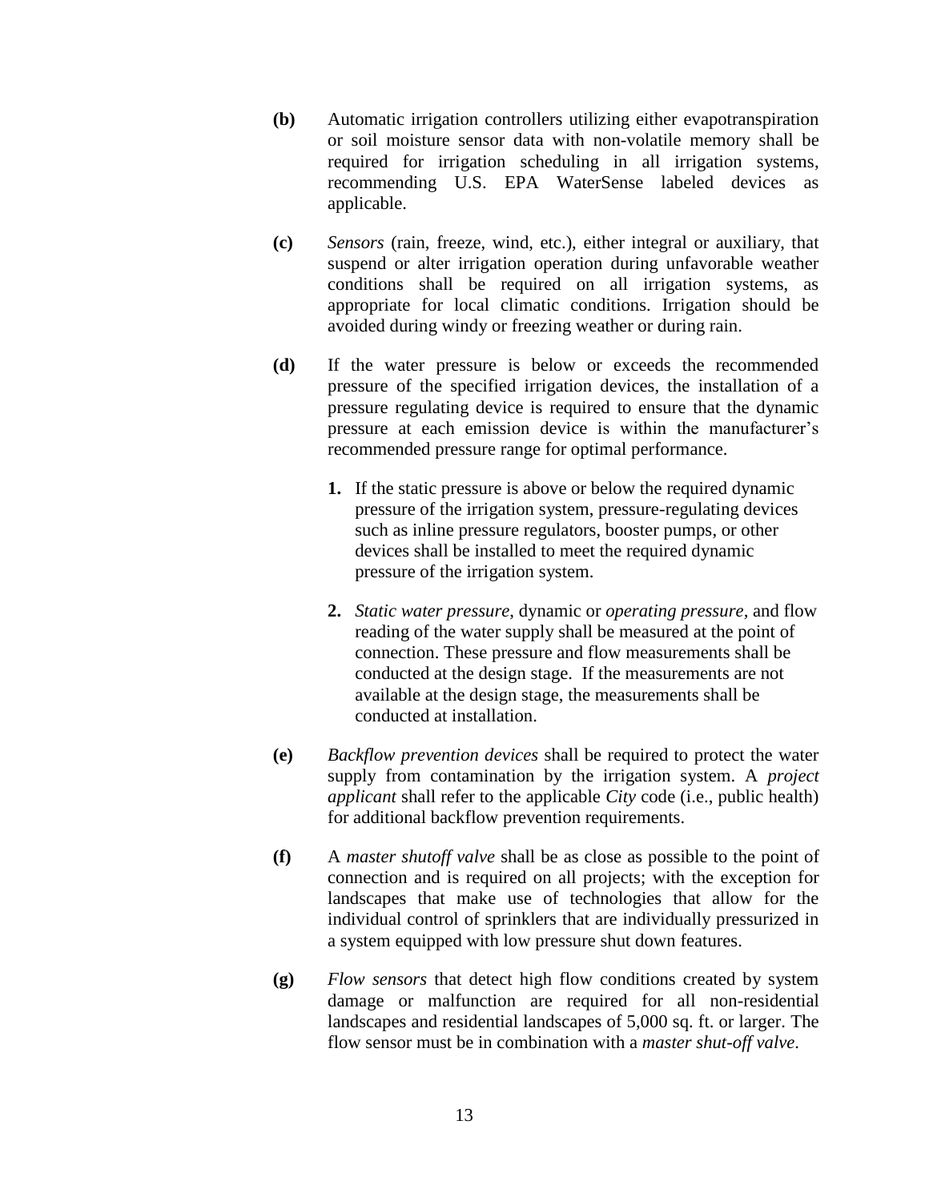**(b)** Automatic irrigation controllers utilizing either evapotranspiration or soil moisture sensor data with non-volatile memory shall be required for irrigation scheduling in all irrigation systems, recommending U.S. EPA WaterSense labeled devices as applicable.

**(c)** *Sensors* (rain, freeze, wind, etc.), either integral or auxiliary, that suspend or alter irrigation operation during unfavorable weather conditions shall be required on all irrigation systems, as appropriate for local climatic conditions. Irrigation should be avoided during windy or freezing weather or during rain.

**(d)** If the water pressure is below or exceeds the recommended pressure of the specified irrigation devices, the installation of a pressure regulating device is required to ensure that the dynamic pressure at each emission device is within the manufacturer's recommended pressure range for optimal performance.

1. If the static pressure is above or below the required dynamic pressure of the irrigation system, pressure-regulating devices such as inline pressure regulators, booster pumps, or other devices shall be installed to meet the required dynamic pressure of the irrigation system.

2. *Static water pressure*, dynamic or *operating pressure*, and flow reading of the water supply shall be measured at the point of connection. These pressure and flow measurements shall be conducted at the design stage. If the measurements are not available at the design stage, the measurements shall be conducted at installation.

**(e)** *Backflow prevention devices* shall be required to protect the water supply from contamination by the irrigation system. A *project applicant* shall refer to the applicable *City* code (i.e., public health) for additional backflow prevention requirements.

**(f)** A *master shutoff valve* shall be as close as possible to the point of connection and is required on all projects; with the exception for landscapes that make use of technologies that allow for the individual control of sprinklers that are individually pressurized in a system equipped with low pressure shut down features.

**(g)** *Flow sensors* that detect high flow conditions created by system damage or malfunction are required for all non-residential landscapes and residential landscapes of 5,000 sq. ft. or larger. The flow sensor must be in combination with a *master shut-off valve*.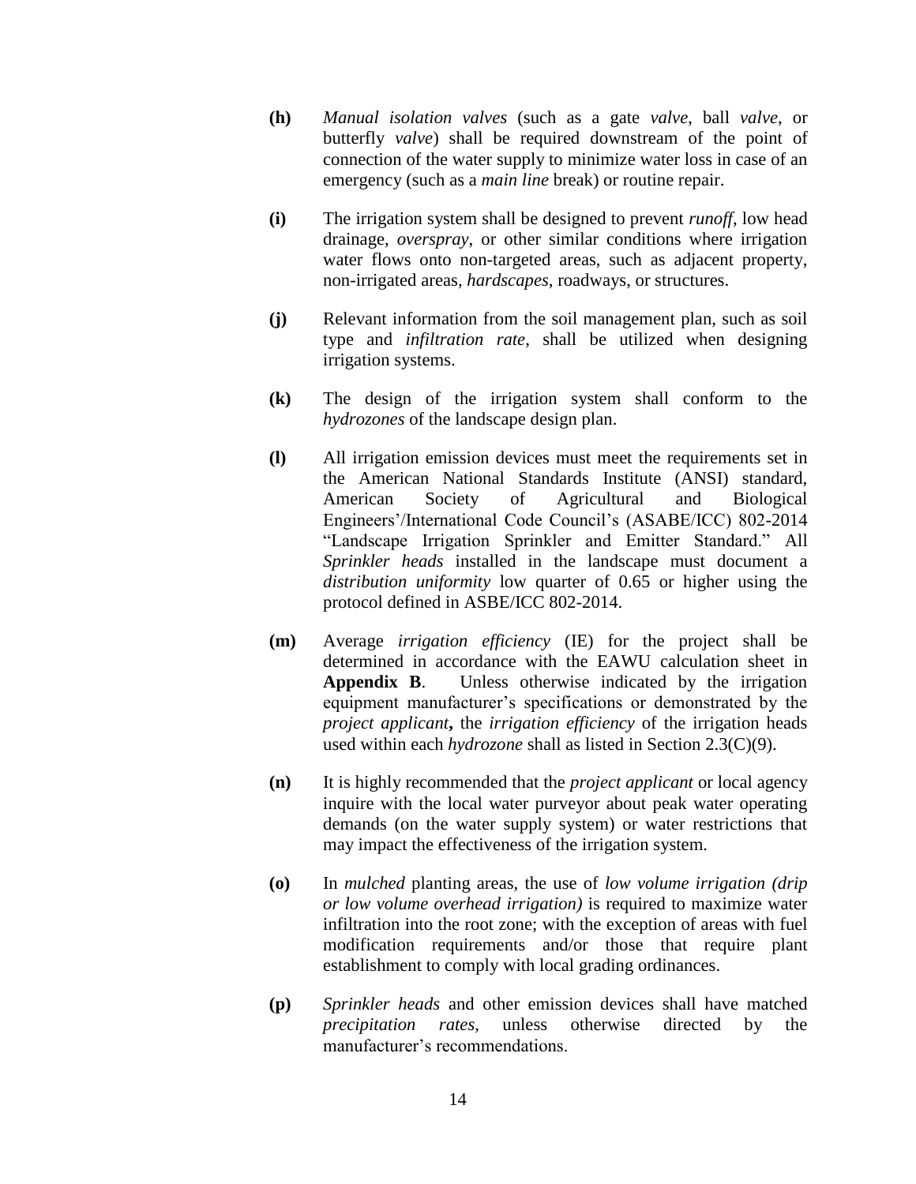**(h)** *Manual isolation valves* (such as a gate *valve*, ball *valve*, or butterfly *valve*) shall be required downstream of the point of connection of the water supply to minimize water loss in case of an emergency (such as a *main line* break) or routine repair.

**(i)** The irrigation system shall be designed to prevent *runoff*, low head drainage, *overspray*, or other similar conditions where irrigation water flows onto non-targeted areas, such as adjacent property, non-irrigated areas, *hardscapes*, roadways, or structures.

**(j)** Relevant information from the soil management plan, such as soil type and *infiltration rate*, shall be utilized when designing irrigation systems.

**(k)** The design of the irrigation system shall conform to the *hydrozones* of the landscape design plan.

**(l)** All irrigation emission devices must meet the requirements set in the American National Standards Institute (ANSI) standard, American Society of Agricultural and Biological Engineers'/International Code Council's (ASABE/ICC) 802-2014 "Landscape Irrigation Sprinkler and Emitter Standard." All *Sprinkler heads* installed in the landscape must document a *distribution uniformity* low quarter of 0.65 or higher using the protocol defined in ASBE/ICC 802-2014.

**(m)** Average *irrigation efficiency* (IE) for the project shall be determined in accordance with the EAWU calculation sheet in **Appendix B**. Unless otherwise indicated by the irrigation equipment manufacturer's specifications or demonstrated by the *project applicant***,** the *irrigation efficiency* of the irrigation heads used within each *hydrozone* shall as listed in Section 2.3(C)(9).

**(n)** It is highly recommended that the *project applicant* or local agency inquire with the local water purveyor about peak water operating demands (on the water supply system) or water restrictions that may impact the effectiveness of the irrigation system.

**(o)** In *mulched* planting areas, the use of *low volume irrigation (drip or low volume overhead irrigation)* is required to maximize water infiltration into the root zone; with the exception of areas with fuel modification requirements and/or those that require plant establishment to comply with local grading ordinances.

**(p)** *Sprinkler heads* and other emission devices shall have matched *precipitation rates*, unless otherwise directed by the manufacturer's recommendations.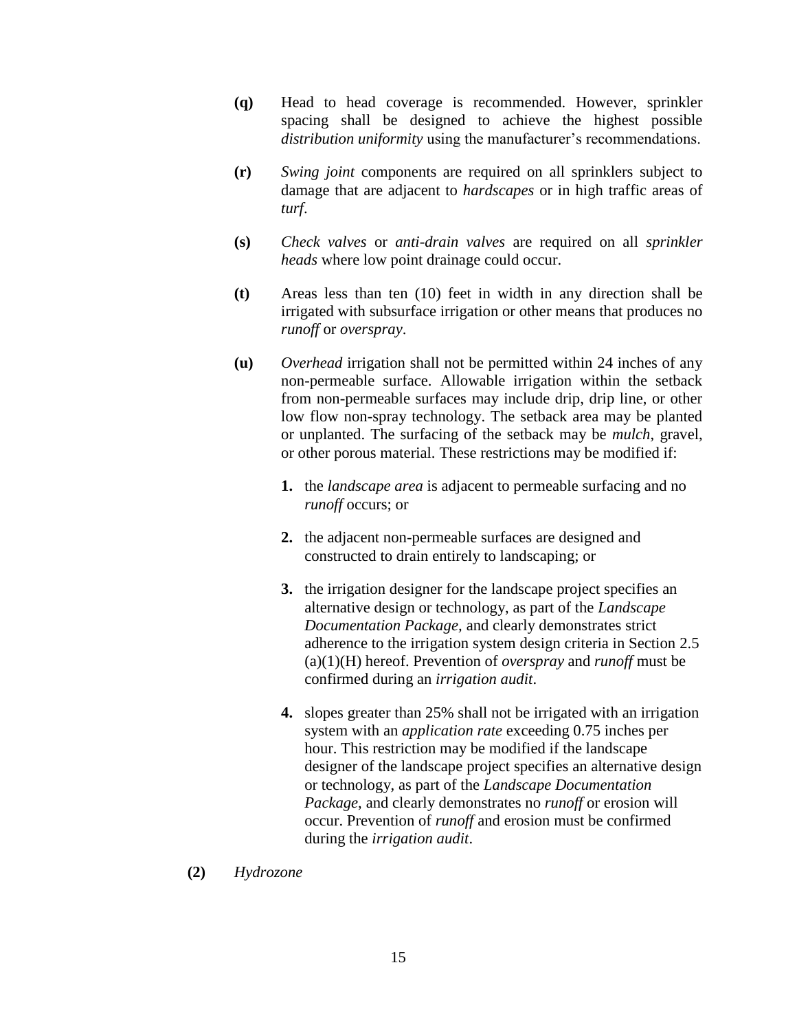**(q)** Head to head coverage is recommended. However, sprinkler spacing shall be designed to achieve the highest possible *distribution uniformity* using the manufacturer's recommendations.

**(r)** *Swing joint* components are required on all sprinklers subject to damage that are adjacent to *hardscapes* or in high traffic areas of *turf*.

**(s)** *Check valves* or *anti-drain valves* are required on all *sprinkler heads* where low point drainage could occur.

**(t)** Areas less than ten (10) feet in width in any direction shall be irrigated with subsurface irrigation or other means that produces no *runoff* or *overspray*.

**(u)** *Overhead* irrigation shall not be permitted within 24 inches of any non-permeable surface. Allowable irrigation within the setback from non-permeable surfaces may include drip, drip line, or other low flow non-spray technology. The setback area may be planted or unplanted. The surfacing of the setback may be *mulch*, gravel, or other porous material. These restrictions may be modified if:

1. the *landscape area* is adjacent to permeable surfacing and no *runoff* occurs; or
2. the adjacent non-permeable surfaces are designed and constructed to drain entirely to landscaping; or
3. the irrigation designer for the landscape project specifies an alternative design or technology, as part of the *Landscape Documentation Package*, and clearly demonstrates strict adherence to the irrigation system design criteria in Section 2.5 (a)(1)(H) hereof. Prevention of *overspray* and *runoff* must be confirmed during an *irrigation audit*.
4. slopes greater than 25% shall not be irrigated with an irrigation system with an *application rate* exceeding 0.75 inches per hour. This restriction may be modified if the landscape designer of the landscape project specifies an alternative design or technology, as part of the *Landscape Documentation Package*, and clearly demonstrates no *runoff* or erosion will occur. Prevention of *runoff* and erosion must be confirmed during the *irrigation audit*.

**(2)** *Hydrozone*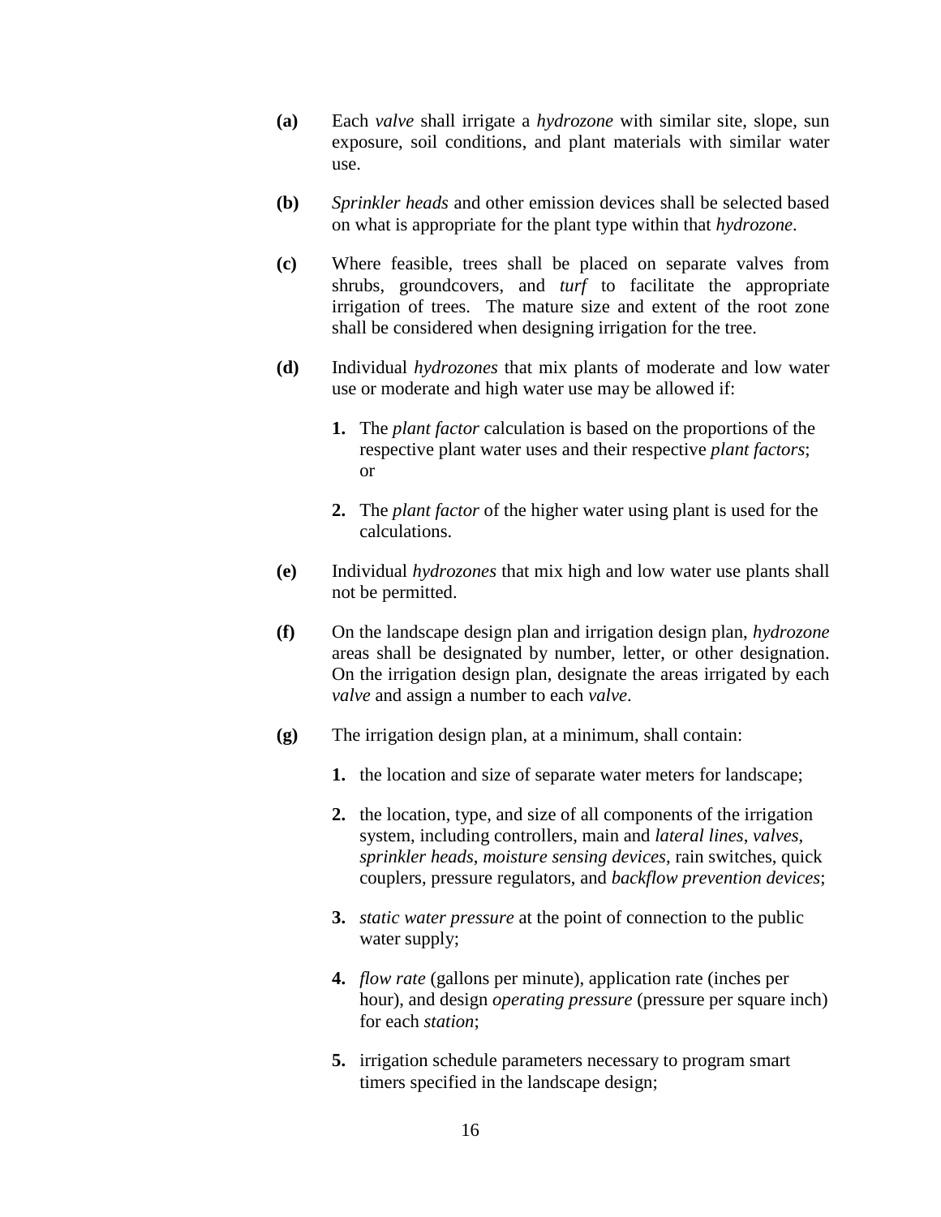**(a)** Each *valve* shall irrigate a *hydrozone* with similar site, slope, sun exposure, soil conditions, and plant materials with similar water use.

**(b)** *Sprinkler heads* and other emission devices shall be selected based on what is appropriate for the plant type within that *hydrozone*.

**(c)** Where feasible, trees shall be placed on separate valves from shrubs, groundcovers, and *turf* to facilitate the appropriate irrigation of trees. The mature size and extent of the root zone shall be considered when designing irrigation for the tree.

**(d)** Individual *hydrozones* that mix plants of moderate and low water use or moderate and high water use may be allowed if:

**1.** The *plant factor* calculation is based on the proportions of the respective plant water uses and their respective *plant factors*; or

**2.** The *plant factor* of the higher water using plant is used for the calculations.

**(e)** Individual *hydrozones* that mix high and low water use plants shall not be permitted.

**(f)** On the landscape design plan and irrigation design plan, *hydrozone* areas shall be designated by number, letter, or other designation. On the irrigation design plan, designate the areas irrigated by each *valve* and assign a number to each *valve*.

**(g)** The irrigation design plan, at a minimum, shall contain:

**1.** the location and size of separate water meters for landscape;

**2.** the location, type, and size of all components of the irrigation system, including controllers, main and *lateral lines*, *valves*, *sprinkler heads*, *moisture sensing devices*, rain switches, quick couplers, pressure regulators, and *backflow prevention devices*;

**3.** *static water pressure* at the point of connection to the public water supply;

**4.** *flow rate* (gallons per minute), application rate (inches per hour), and design *operating pressure* (pressure per square inch) for each *station*;

**5.** irrigation schedule parameters necessary to program smart timers specified in the landscape design;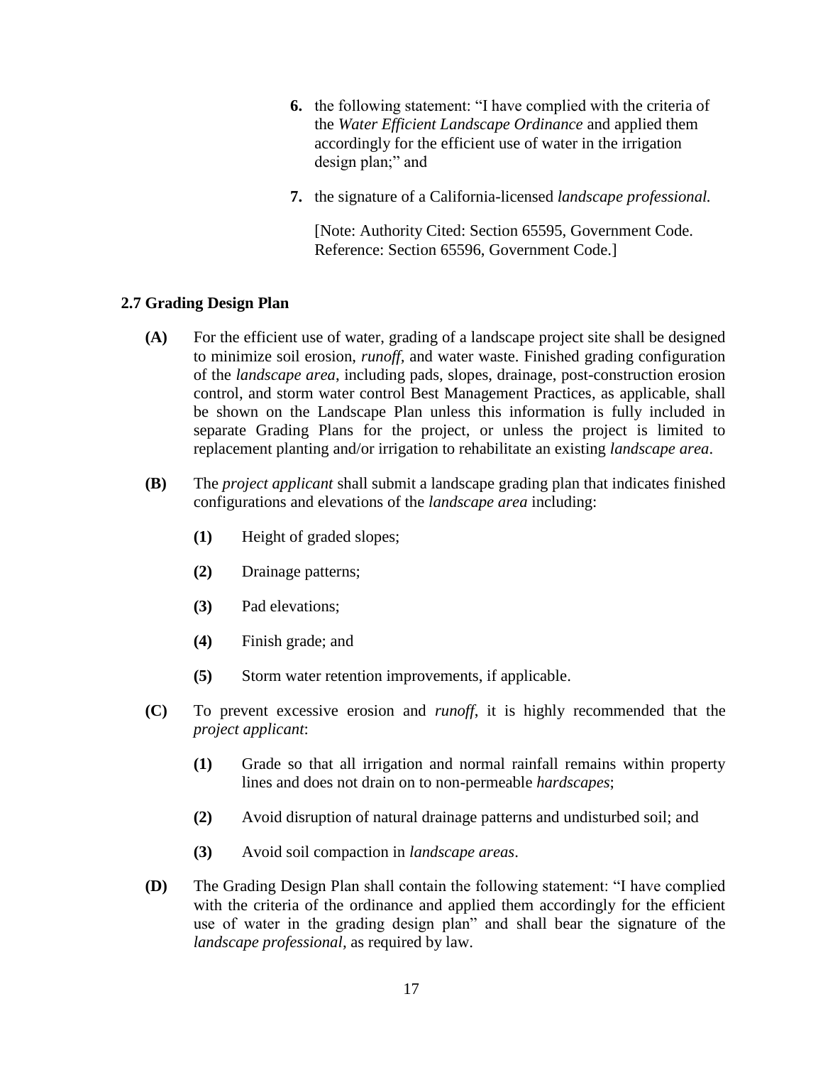**6.** the following statement: "I have complied with the criteria of the *Water Efficient Landscape Ordinance* and applied them accordingly for the efficient use of water in the irrigation design plan;" and

**7.** the signature of a California-licensed *landscape professional.*

[Note: Authority Cited: Section 65595, Government Code. Reference: Section 65596, Government Code.]

### 2.7 Grading Design Plan

**(A)** For the efficient use of water, grading of a landscape project site shall be designed to minimize soil erosion, *runoff,* and water waste. Finished grading configuration of the *landscape area*, including pads, slopes, drainage, post-construction erosion control, and storm water control Best Management Practices, as applicable, shall be shown on the Landscape Plan unless this information is fully included in separate Grading Plans for the project, or unless the project is limited to replacement planting and/or irrigation to rehabilitate an existing *landscape area*.

**(B)** The *project applicant* shall submit a landscape grading plan that indicates finished configurations and elevations of the *landscape area* including:

- **(1)** Height of graded slopes;
- **(2)** Drainage patterns;
- **(3)** Pad elevations;
- **(4)** Finish grade; and
- **(5)** Storm water retention improvements, if applicable.

**(C)** To prevent excessive erosion and *runoff*, it is highly recommended that the *project applicant*:

- **(1)** Grade so that all irrigation and normal rainfall remains within property lines and does not drain on to non-permeable *hardscapes*;
- **(2)** Avoid disruption of natural drainage patterns and undisturbed soil; and
- **(3)** Avoid soil compaction in *landscape areas*.

**(D)** The Grading Design Plan shall contain the following statement: "I have complied with the criteria of the ordinance and applied them accordingly for the efficient use of water in the grading design plan" and shall bear the signature of the *landscape professional*, as required by law.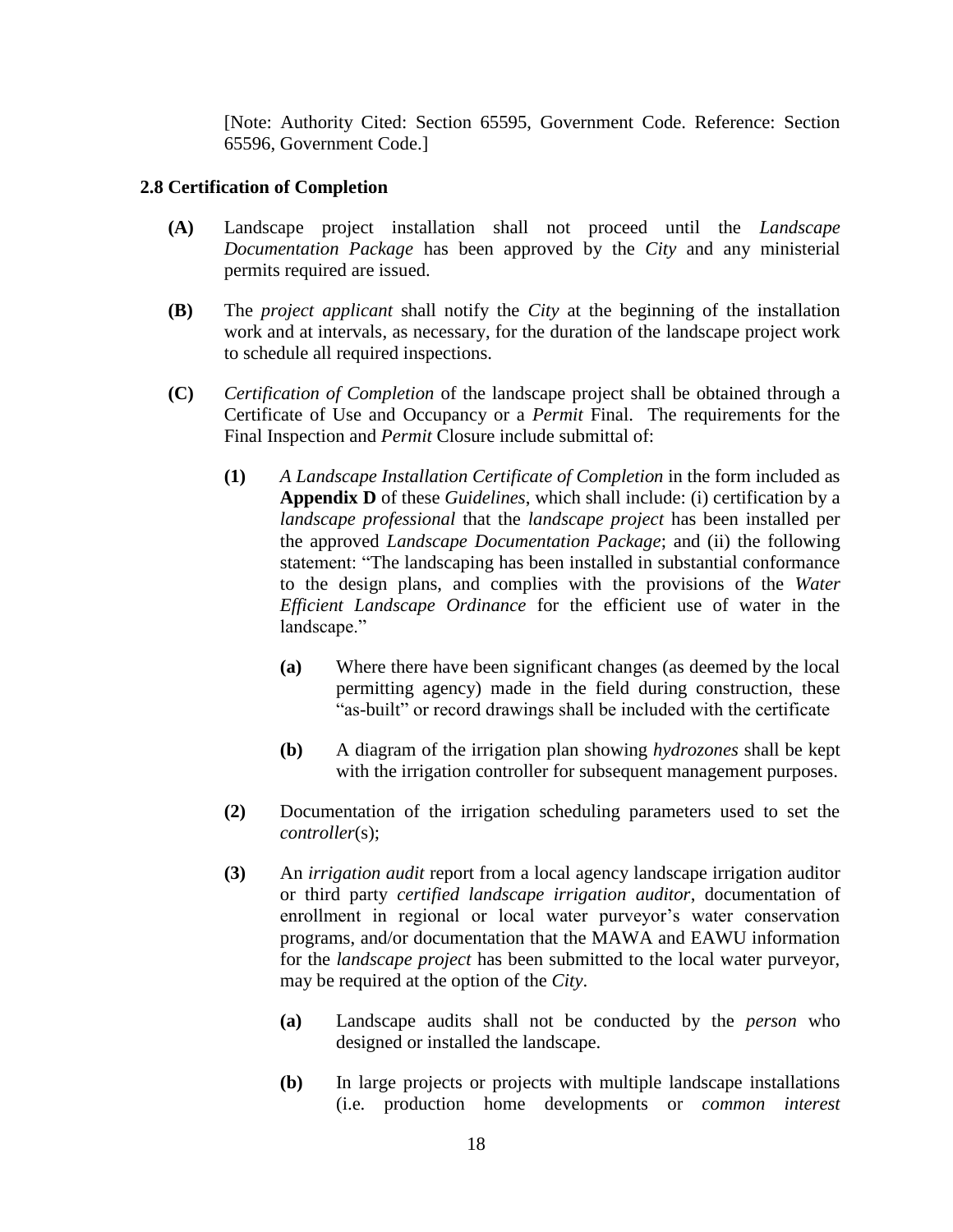[Note: Authority Cited: Section 65595, Government Code. Reference: Section 65596, Government Code.]

**2.8 Certification of Completion**

**(A)** Landscape project installation shall not proceed until the *Landscape Documentation Package* has been approved by the *City* and any ministerial permits required are issued.

**(B)** The *project applicant* shall notify the *City* at the beginning of the installation work and at intervals, as necessary, for the duration of the landscape project work to schedule all required inspections.

**(C)** *Certification of Completion* of the landscape project shall be obtained through a Certificate of Use and Occupancy or a *Permit* Final. The requirements for the Final Inspection and *Permit* Closure include submittal of:

**(1)** *A Landscape Installation Certificate of Completion* in the form included as **Appendix D** of these *Guidelines*, which shall include: (i) certification by a *landscape professional* that the *landscape project* has been installed per the approved *Landscape Documentation Package*; and (ii) the following statement: "The landscaping has been installed in substantial conformance to the design plans, and complies with the provisions of the *Water Efficient Landscape Ordinance* for the efficient use of water in the landscape."

**(a)** Where there have been significant changes (as deemed by the local permitting agency) made in the field during construction, these "as-built" or record drawings shall be included with the certificate

**(b)** A diagram of the irrigation plan showing *hydrozones* shall be kept with the irrigation controller for subsequent management purposes.

**(2)** Documentation of the irrigation scheduling parameters used to set the *controller*(s);

**(3)** An *irrigation audit* report from a local agency landscape irrigation auditor or third party *certified landscape irrigation auditor*, documentation of enrollment in regional or local water purveyor's water conservation programs, and/or documentation that the MAWA and EAWU information for the *landscape project* has been submitted to the local water purveyor, may be required at the option of the *City*.

**(a)** Landscape audits shall not be conducted by the *person* who designed or installed the landscape.

**(b)** In large projects or projects with multiple landscape installations (i.e. production home developments or *common interest*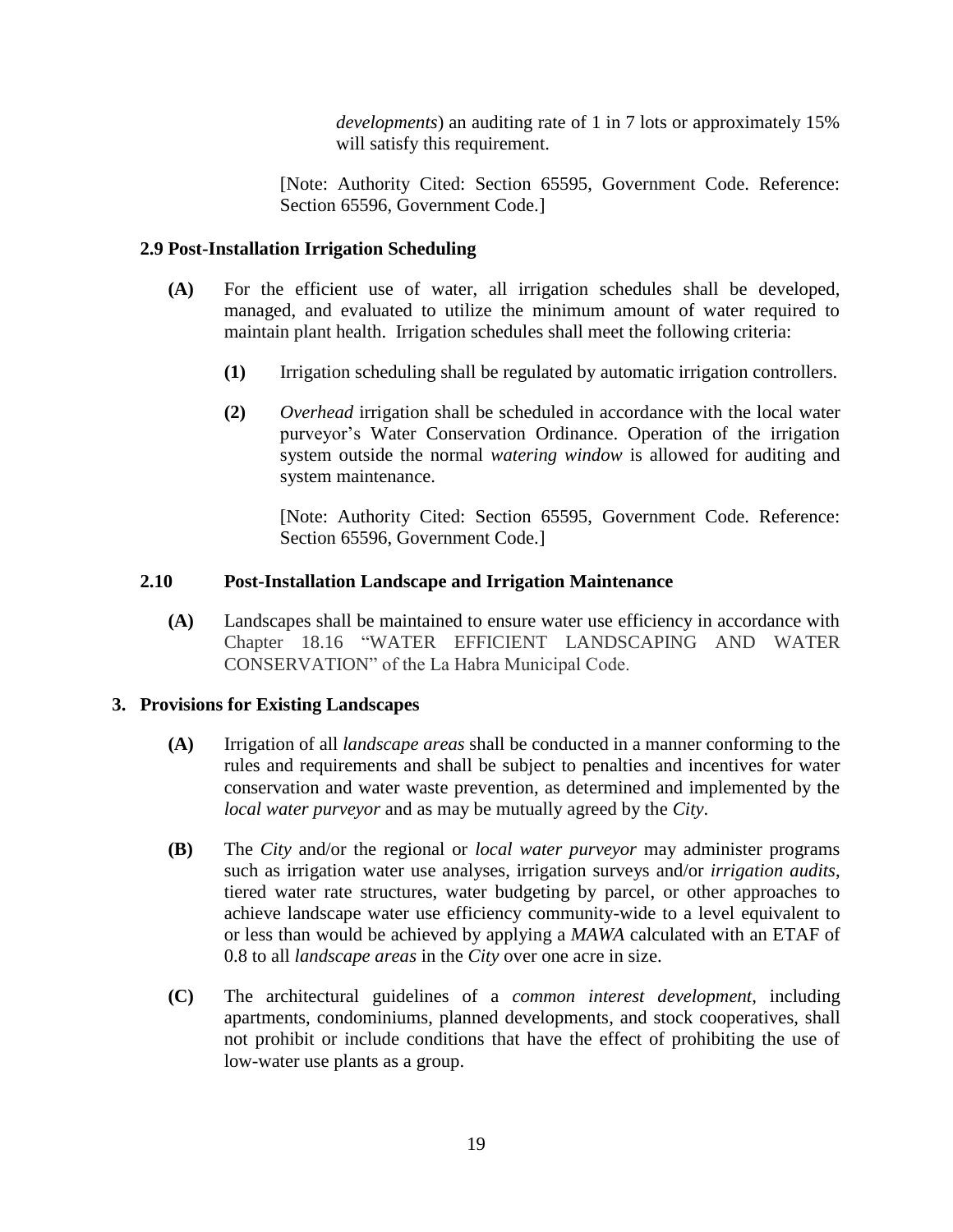*developments*) an auditing rate of 1 in 7 lots or approximately 15% will satisfy this requirement.

[Note: Authority Cited: Section 65595, Government Code. Reference: Section 65596, Government Code.]

### 2.9 Post-Installation Irrigation Scheduling

**(A)** For the efficient use of water, all irrigation schedules shall be developed, managed, and evaluated to utilize the minimum amount of water required to maintain plant health. Irrigation schedules shall meet the following criteria:

**(1)** Irrigation scheduling shall be regulated by automatic irrigation controllers.

**(2)** *Overhead* irrigation shall be scheduled in accordance with the local water purveyor's Water Conservation Ordinance. Operation of the irrigation system outside the normal *watering window* is allowed for auditing and system maintenance.

[Note: Authority Cited: Section 65595, Government Code. Reference: Section 65596, Government Code.]

### 2.10 Post-Installation Landscape and Irrigation Maintenance

**(A)** Landscapes shall be maintained to ensure water use efficiency in accordance with Chapter 18.16 "WATER EFFICIENT LANDSCAPING AND WATER CONSERVATION" of the La Habra Municipal Code.

## 3. Provisions for Existing Landscapes

**(A)** Irrigation of all *landscape areas* shall be conducted in a manner conforming to the rules and requirements and shall be subject to penalties and incentives for water conservation and water waste prevention, as determined and implemented by the *local water purveyor* and as may be mutually agreed by the *City*.

**(B)** The *City* and/or the regional or *local water purveyor* may administer programs such as irrigation water use analyses, irrigation surveys and/or *irrigation audits*, tiered water rate structures, water budgeting by parcel, or other approaches to achieve landscape water use efficiency community-wide to a level equivalent to or less than would be achieved by applying a *MAWA* calculated with an ETAF of 0.8 to all *landscape areas* in the *City* over one acre in size.

**(C)** The architectural guidelines of a *common interest development*, including apartments, condominiums, planned developments, and stock cooperatives, shall not prohibit or include conditions that have the effect of prohibiting the use of low-water use plants as a group.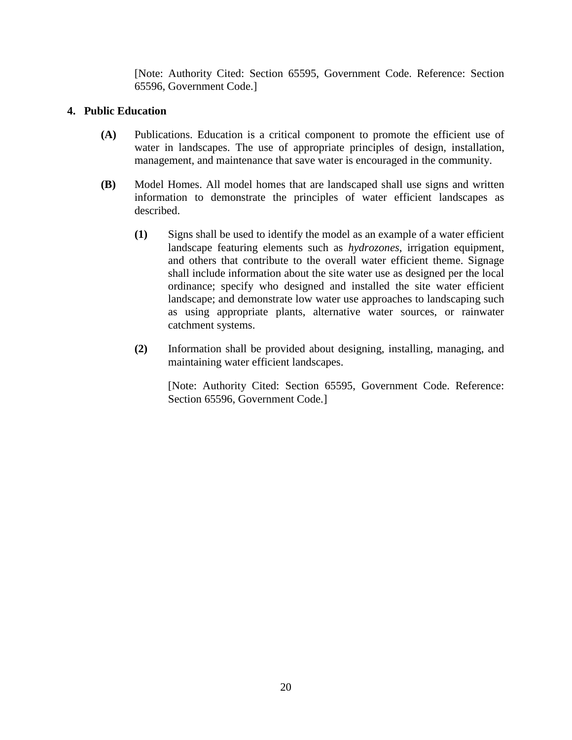[Note: Authority Cited: Section 65595, Government Code. Reference: Section 65596, Government Code.]

## 4. Public Education

**(A)** Publications. Education is a critical component to promote the efficient use of water in landscapes. The use of appropriate principles of design, installation, management, and maintenance that save water is encouraged in the community.

**(B)** Model Homes. All model homes that are landscaped shall use signs and written information to demonstrate the principles of water efficient landscapes as described.

**(1)** Signs shall be used to identify the model as an example of a water efficient landscape featuring elements such as *hydrozones*, irrigation equipment, and others that contribute to the overall water efficient theme. Signage shall include information about the site water use as designed per the local ordinance; specify who designed and installed the site water efficient landscape; and demonstrate low water use approaches to landscaping such as using appropriate plants, alternative water sources, or rainwater catchment systems.

**(2)** Information shall be provided about designing, installing, managing, and maintaining water efficient landscapes.

[Note: Authority Cited: Section 65595, Government Code. Reference: Section 65596, Government Code.]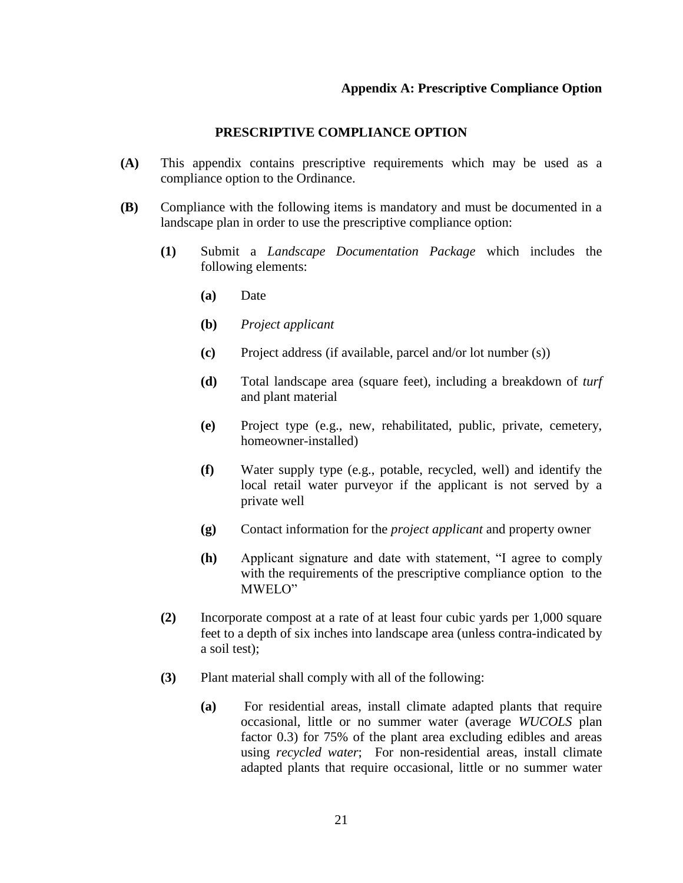## Appendix A: Prescriptive Compliance Option

### PRESCRIPTIVE COMPLIANCE OPTION

**(A)** This appendix contains prescriptive requirements which may be used as a compliance option to the Ordinance.

**(B)** Compliance with the following items is mandatory and must be documented in a landscape plan in order to use the prescriptive compliance option:

**(1)** Submit a *Landscape Documentation Package* which includes the following elements:

**(a)** Date

**(b)** *Project applicant*

**(c)** Project address (if available, parcel and/or lot number (s))

**(d)** Total landscape area (square feet), including a breakdown of *turf* and plant material

**(e)** Project type (e.g., new, rehabilitated, public, private, cemetery, homeowner-installed)

**(f)** Water supply type (e.g., potable, recycled, well) and identify the local retail water purveyor if the applicant is not served by a private well

**(g)** Contact information for the *project applicant* and property owner

**(h)** Applicant signature and date with statement, "I agree to comply with the requirements of the prescriptive compliance option to the MWELO"

**(2)** Incorporate compost at a rate of at least four cubic yards per 1,000 square feet to a depth of six inches into landscape area (unless contra-indicated by a soil test);

**(3)** Plant material shall comply with all of the following:

**(a)** For residential areas, install climate adapted plants that require occasional, little or no summer water (average *WUCOLS* plan factor 0.3) for 75% of the plant area excluding edibles and areas using *recycled water*; For non-residential areas, install climate adapted plants that require occasional, little or no summer water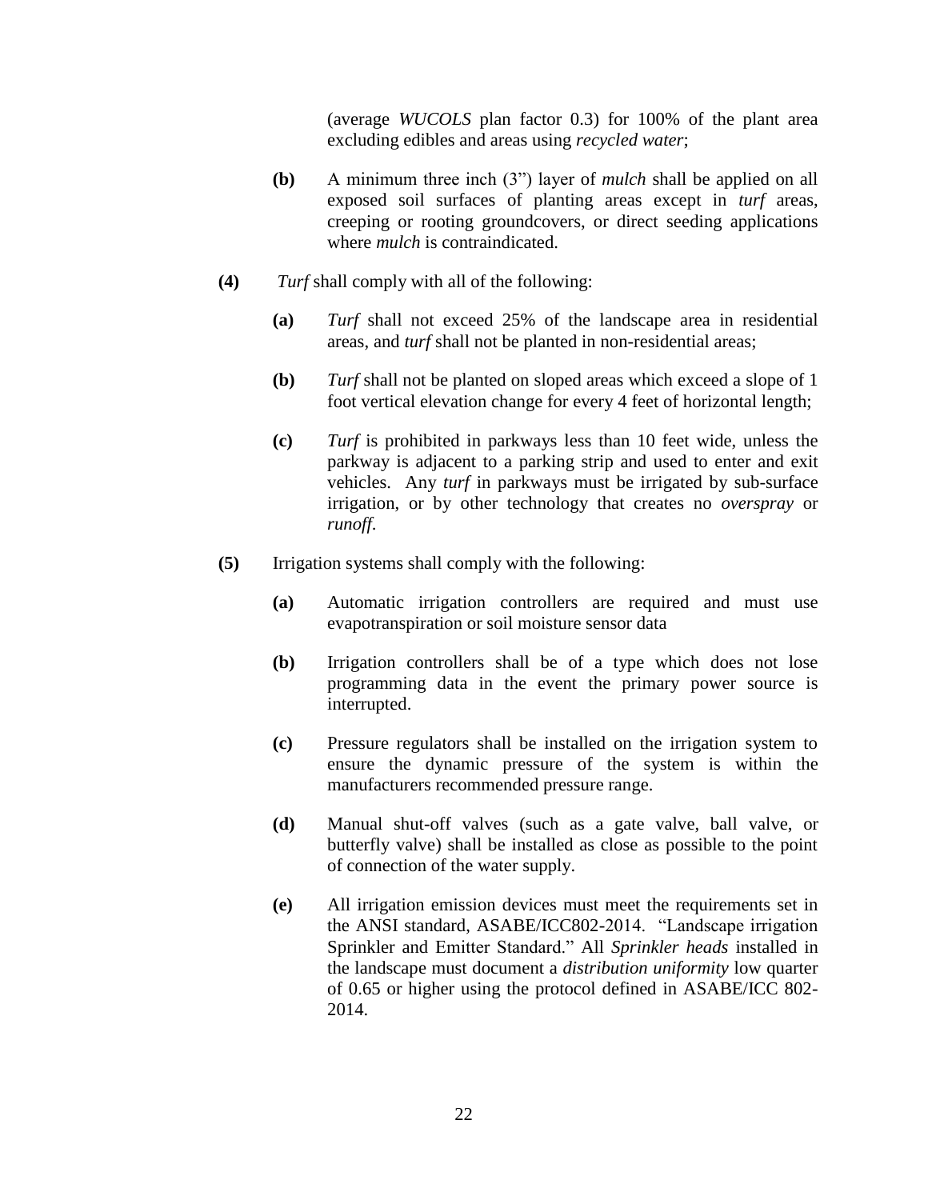(average *WUCOLS* plan factor 0.3) for 100% of the plant area excluding edibles and areas using *recycled water*;

**(b)** A minimum three inch (3") layer of *mulch* shall be applied on all exposed soil surfaces of planting areas except in *turf* areas, creeping or rooting groundcovers, or direct seeding applications where *mulch* is contraindicated.

**(4)** *Turf* shall comply with all of the following:

**(a)** *Turf* shall not exceed 25% of the landscape area in residential areas, and *turf* shall not be planted in non-residential areas;

**(b)** *Turf* shall not be planted on sloped areas which exceed a slope of 1 foot vertical elevation change for every 4 feet of horizontal length;

**(c)** *Turf* is prohibited in parkways less than 10 feet wide, unless the parkway is adjacent to a parking strip and used to enter and exit vehicles. Any *turf* in parkways must be irrigated by sub-surface irrigation, or by other technology that creates no *overspray* or *runoff.*

**(5)** Irrigation systems shall comply with the following:

**(a)** Automatic irrigation controllers are required and must use evapotranspiration or soil moisture sensor data

**(b)** Irrigation controllers shall be of a type which does not lose programming data in the event the primary power source is interrupted.

**(c)** Pressure regulators shall be installed on the irrigation system to ensure the dynamic pressure of the system is within the manufacturers recommended pressure range.

**(d)** Manual shut-off valves (such as a gate valve, ball valve, or butterfly valve) shall be installed as close as possible to the point of connection of the water supply.

**(e)** All irrigation emission devices must meet the requirements set in the ANSI standard, ASABE/ICC802-2014. "Landscape irrigation Sprinkler and Emitter Standard." All *Sprinkler heads* installed in the landscape must document a *distribution uniformity* low quarter of 0.65 or higher using the protocol defined in ASABE/ICC 802-2014.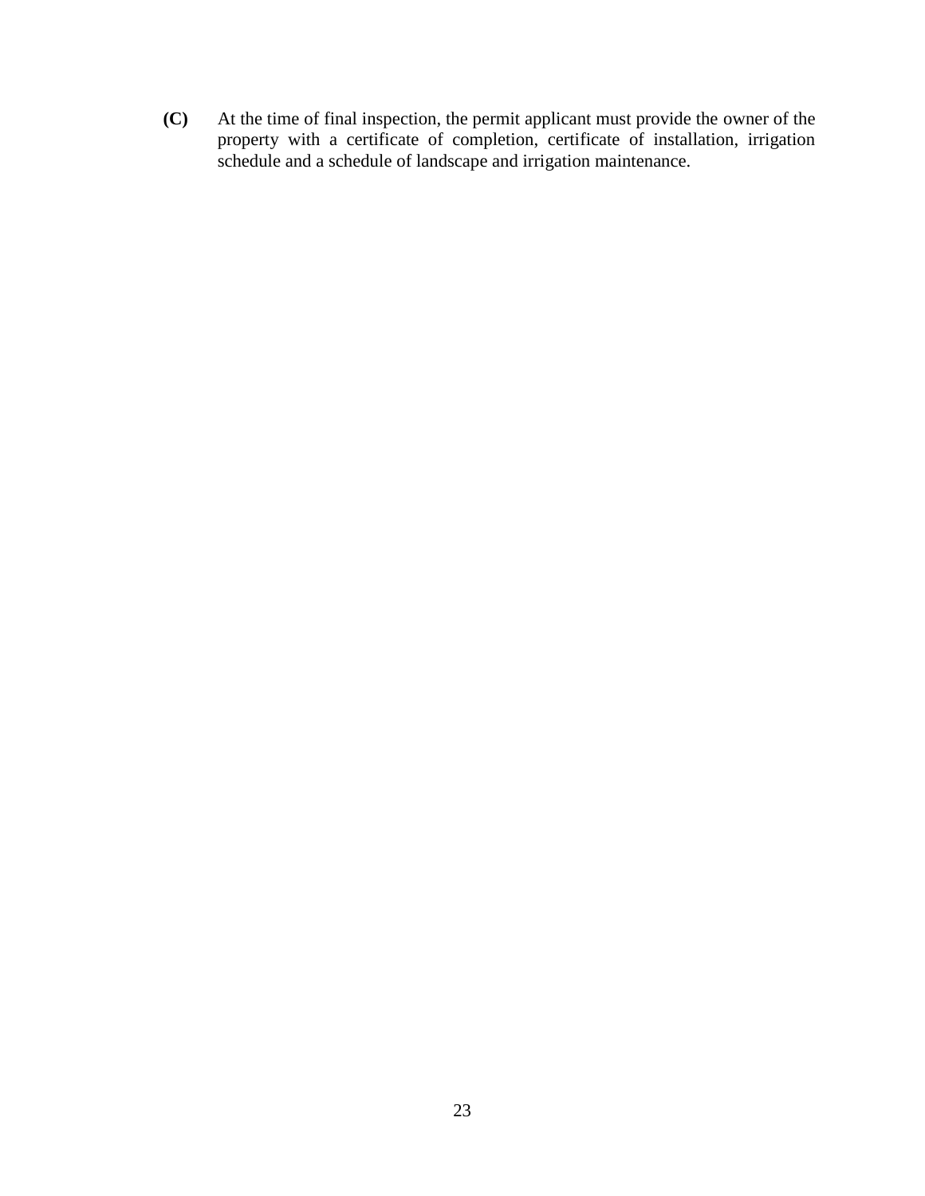**(C)** At the time of final inspection, the permit applicant must provide the owner of the property with a certificate of completion, certificate of installation, irrigation schedule and a schedule of landscape and irrigation maintenance.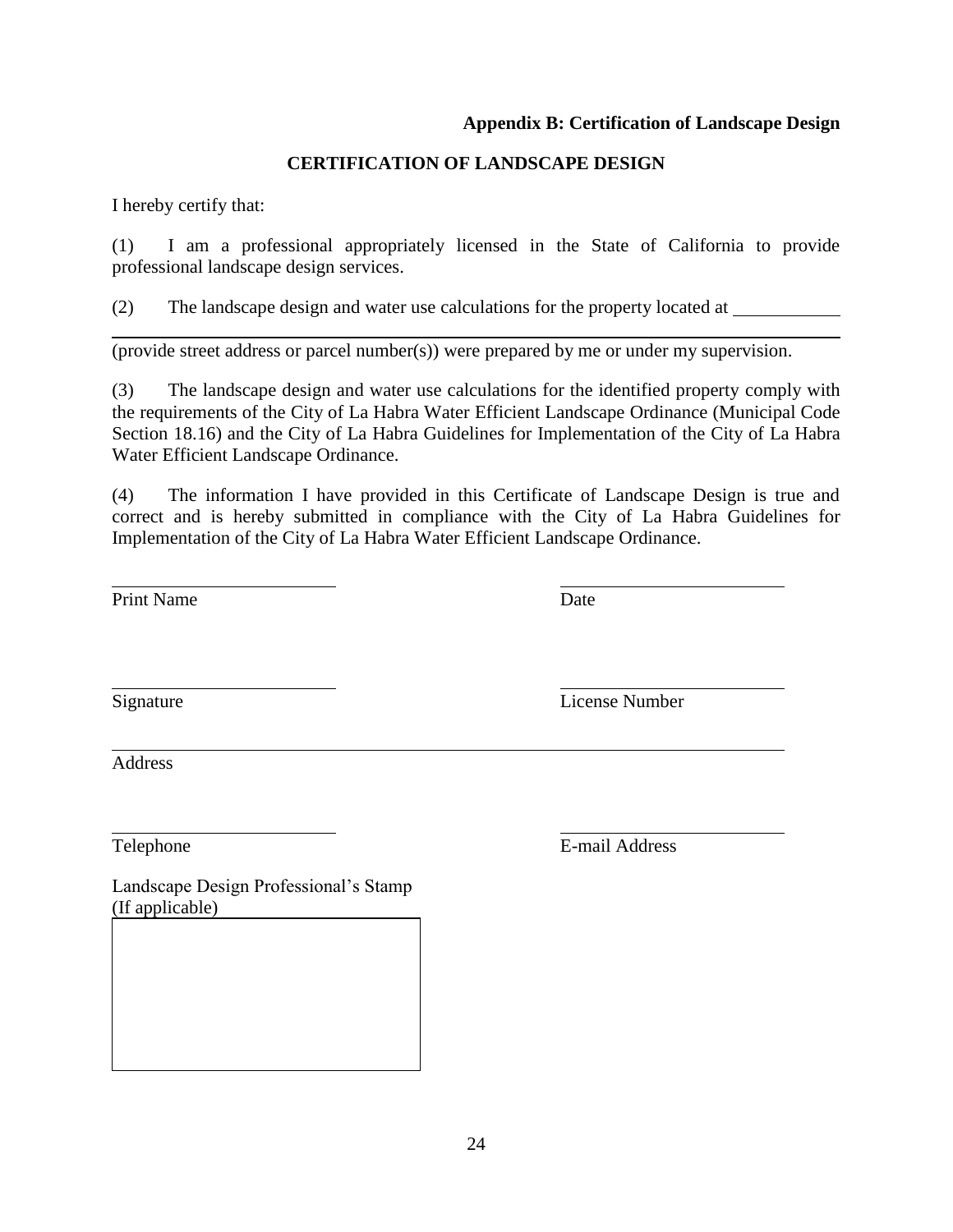**Appendix B: Certification of Landscape Design**

## CERTIFICATION OF LANDSCAPE DESIGN

I hereby certify that:

(1) I am a professional appropriately licensed in the State of California to provide professional landscape design services.

(2) The landscape design and water use calculations for the property located at \_\_\_\_\_\_\_\_\_\_\_\_\_\_\_\_\_\_\_\_\_\_\_\_\_\_\_\_\_\_\_\_\_\_\_\_\_\_\_\_\_\_\_\_\_\_\_\_\_\_\_\_\_\_\_\_\_\_\_\_\_\_\_\_\_\_\_\_\_\_\_\_\_\_\_\_\_\_\_\_ (provide street address or parcel number(s)) were prepared by me or under my supervision.

(3) The landscape design and water use calculations for the identified property comply with the requirements of the City of La Habra Water Efficient Landscape Ordinance (Municipal Code Section 18.16) and the City of La Habra Guidelines for Implementation of the City of La Habra Water Efficient Landscape Ordinance.

(4) The information I have provided in this Certificate of Landscape Design is true and correct and is hereby submitted in compliance with the City of La Habra Guidelines for Implementation of the City of La Habra Water Efficient Landscape Ordinance.

\_\_\_\_\_\_\_\_\_\_\_\_\_\_\_\_\_\_\_\_\_\_\_\_\_\_
Print Name

\_\_\_\_\_\_\_\_\_\_\_\_\_\_\_\_\_\_\_\_\_\_\_\_\_\_
Date

\_\_\_\_\_\_\_\_\_\_\_\_\_\_\_\_\_\_\_\_\_\_\_\_\_\_
Signature

\_\_\_\_\_\_\_\_\_\_\_\_\_\_\_\_\_\_\_\_\_\_\_\_\_\_
License Number

\_\_\_\_\_\_\_\_\_\_\_\_\_\_\_\_\_\_\_\_\_\_\_\_\_\_\_\_\_\_\_\_\_\_\_\_\_\_\_\_\_\_\_\_\_\_\_\_\_\_\_\_\_\_\_\_\_\_\_\_\_\_\_\_\_\_\_\_\_\_
Address

\_\_\_\_\_\_\_\_\_\_\_\_\_\_\_\_\_\_\_\_\_\_\_\_\_\_
Telephone

\_\_\_\_\_\_\_\_\_\_\_\_\_\_\_\_\_\_\_\_\_\_\_\_\_\_
E-mail Address

Landscape Design Professional's Stamp
(If applicable)

| |
|---|
| |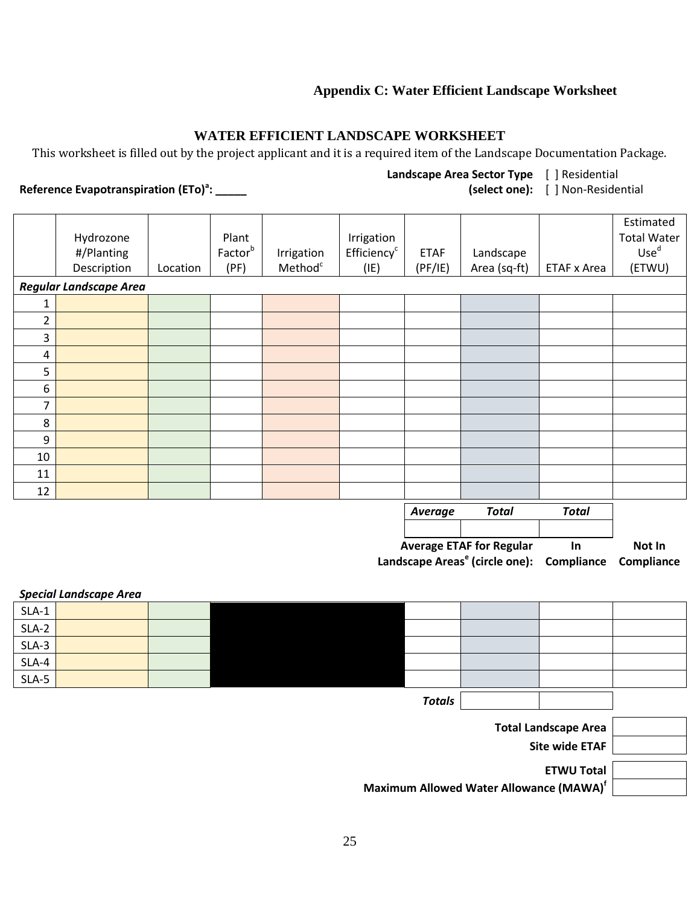# Appendix C: Water Efficient Landscape Worksheet

## WATER EFFICIENT LANDSCAPE WORKSHEET

This worksheet is filled out by the project applicant and it is a required item of the Landscape Documentation Package.

**Reference Evapotranspiration (ETo)[a]: _____**

**Landscape Area Sector Type (select one):** [ ] Residential [ ] Non-Residential

| | Hydrozone #/Planting Description | Location | Plant Factor[b] (PF) | Irrigation Method[c] | Irrigation Efficiency[c] (IE) | ETAF (PF/IE) | Landscape Area (sq-ft) | ETAF x Area | Estimated Total Water Use[d] (ETWU) |
|---|---|---|---|---|---|---|---|---|---|
| ***Regular Landscape Area*** | | | | | | | | | |
| 1 | | | | | | | | | |
| 2 | | | | | | | | | |
| 3 | | | | | | | | | |
| 4 | | | | | | | | | |
| 5 | | | | | | | | | |
| 6 | | | | | | | | | |
| 7 | | | | | | | | | |
| 8 | | | | | | | | | |
| 9 | | | | | | | | | |
| 10 | | | | | | | | | |
| 11 | | | | | | | | | |
| 12 | | | | | | | | | |
| | | | | | | ***Average*** | ***Total*** | ***Total*** | |
| | | | | | | | | | |

**Average ETAF for Regular Landscape Areas[e] (circle one):** **In Compliance** **Not In Compliance**

| ***Special Landscape Area*** | | | | | | | | | |
|---|---|---|---|---|---|---|---|---|---|
| SLA-1 | | | | | | | | | |
| SLA-2 | | | | | | | | | |
| SLA-3 | | | | | | | | | |
| SLA-4 | | | | | | | | | |
| SLA-5 | | | | | | | | | |
| | | | | | | ***Totals*** | | | |

| | |
|---|---|
| **Total Landscape Area** | |
| **Site wide ETAF** | |
| **ETWU Total** | |
| **Maximum Allowed Water Allowance (MAWA)[f]** | |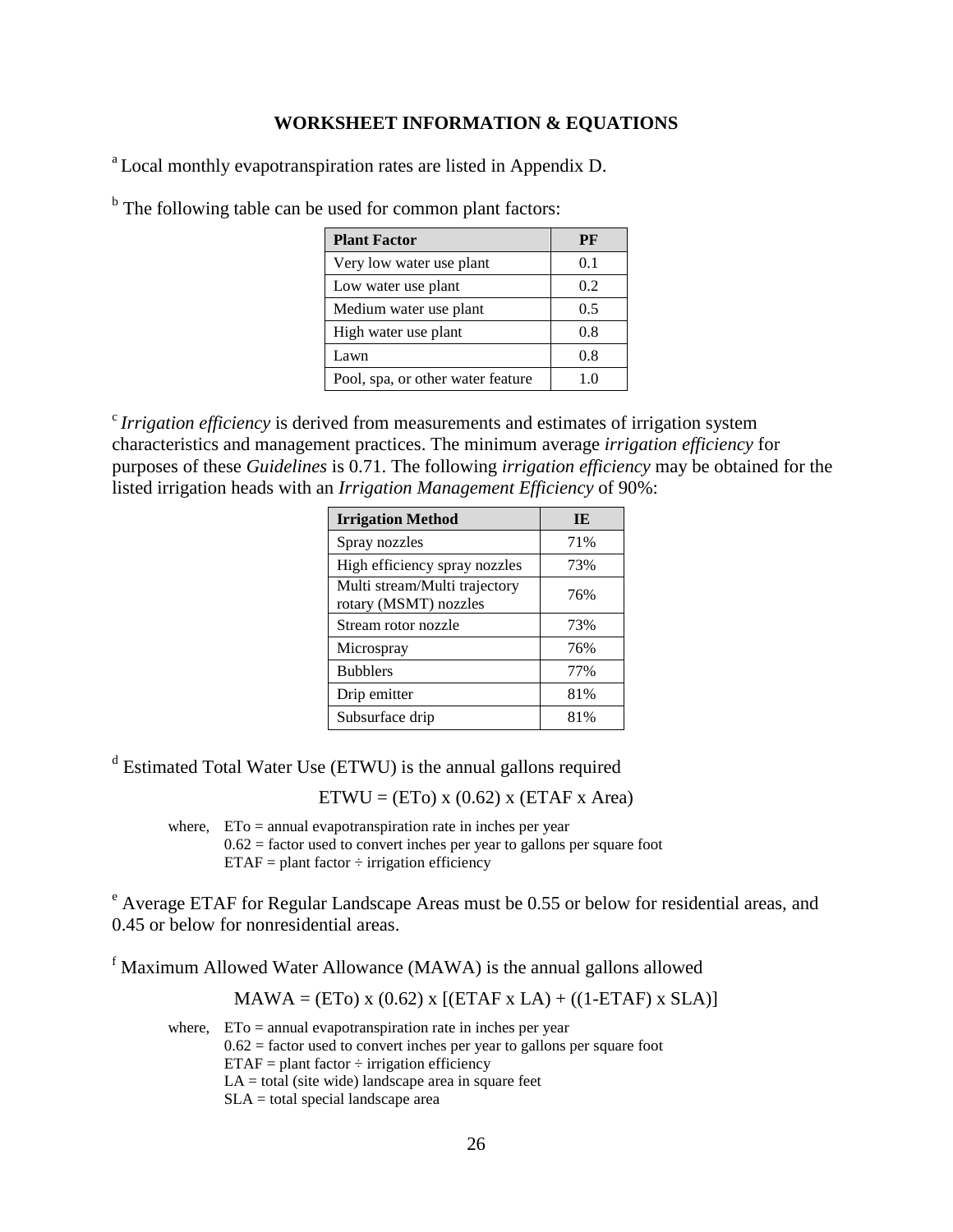**WORKSHEET INFORMATION & EQUATIONS**

[a] Local monthly evapotranspiration rates are listed in Appendix D.

[b] The following table can be used for common plant factors:

| Plant Factor | PF |
|---|---|
| Very low water use plant | 0.1 |
| Low water use plant | 0.2 |
| Medium water use plant | 0.5 |
| High water use plant | 0.8 |
| Lawn | 0.8 |
| Pool, spa, or other water feature | 1.0 |

[c] *Irrigation efficiency* is derived from measurements and estimates of irrigation system characteristics and management practices. The minimum average *irrigation efficiency* for purposes of these *Guidelines* is 0.71. The following *irrigation efficiency* may be obtained for the listed irrigation heads with an *Irrigation Management Efficiency* of 90%:

| Irrigation Method | IE |
|---|---|
| Spray nozzles | 71% |
| High efficiency spray nozzles | 73% |
| Multi stream/Multi trajectory rotary (MSMT) nozzles | 76% |
| Stream rotor nozzle | 73% |
| Microspray | 76% |
| Bubblers | 77% |
| Drip emitter | 81% |
| Subsurface drip | 81% |

[d] Estimated Total Water Use (ETWU) is the annual gallons required

$$\text{ETWU} = (\text{ETo}) \times (0.62) \times (\text{ETAF} \times \text{Area})$$

where, ETo = annual evapotranspiration rate in inches per year
0.62 = factor used to convert inches per year to gallons per square foot
ETAF = plant factor ÷ irrigation efficiency

[e] Average ETAF for Regular Landscape Areas must be 0.55 or below for residential areas, and 0.45 or below for nonresidential areas.

[f] Maximum Allowed Water Allowance (MAWA) is the annual gallons allowed

$$\text{MAWA} = (\text{ETo}) \times (0.62) \times [(\text{ETAF} \times \text{LA}) + ((1-\text{ETAF}) \times \text{SLA})]$$

where, ETo = annual evapotranspiration rate in inches per year
0.62 = factor used to convert inches per year to gallons per square foot
ETAF = plant factor ÷ irrigation efficiency
LA = total (site wide) landscape area in square feet
SLA = total special landscape area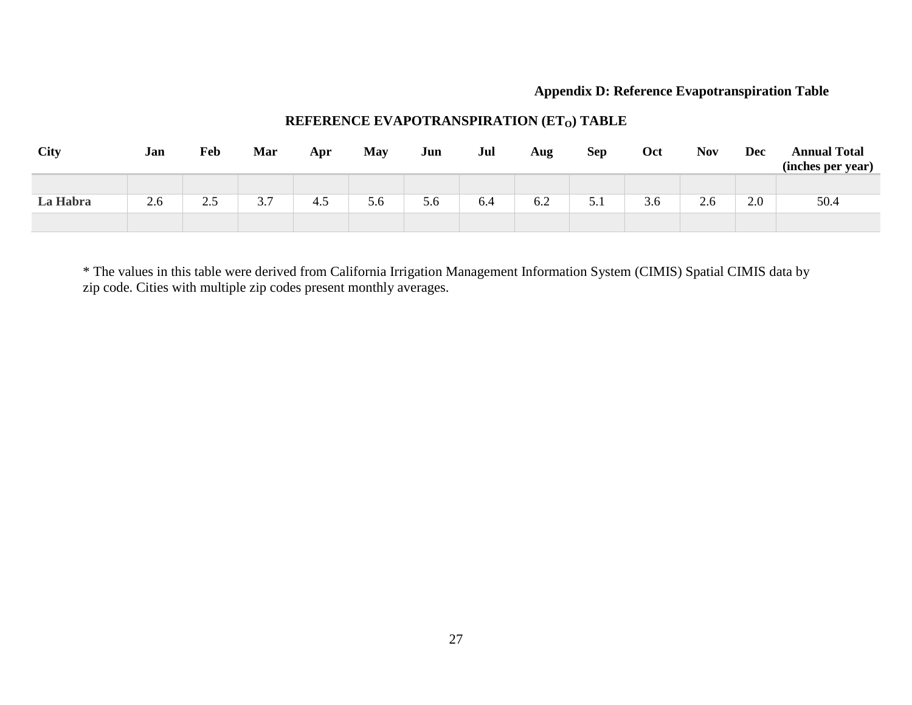### Appendix D: Reference Evapotranspiration Table

## REFERENCE EVAPOTRANSPIRATION ($ET_O$) TABLE

| City | Jan | Feb | Mar | Apr | May | Jun | Jul | Aug | Sep | Oct | Nov | Dec | Annual Total (inches per year) |
|---|---|---|---|---|---|---|---|---|---|---|---|---|---|
| | | | | | | | | | | | | | |
| **La Habra** | 2.6 | 2.5 | 3.7 | 4.5 | 5.6 | 5.6 | 6.4 | 6.2 | 5.1 | 3.6 | 2.6 | 2.0 | 50.4 |
| | | | | | | | | | | | | | |

* The values in this table were derived from California Irrigation Management Information System (CIMIS) Spatial CIMIS data by zip code. Cities with multiple zip codes present monthly averages.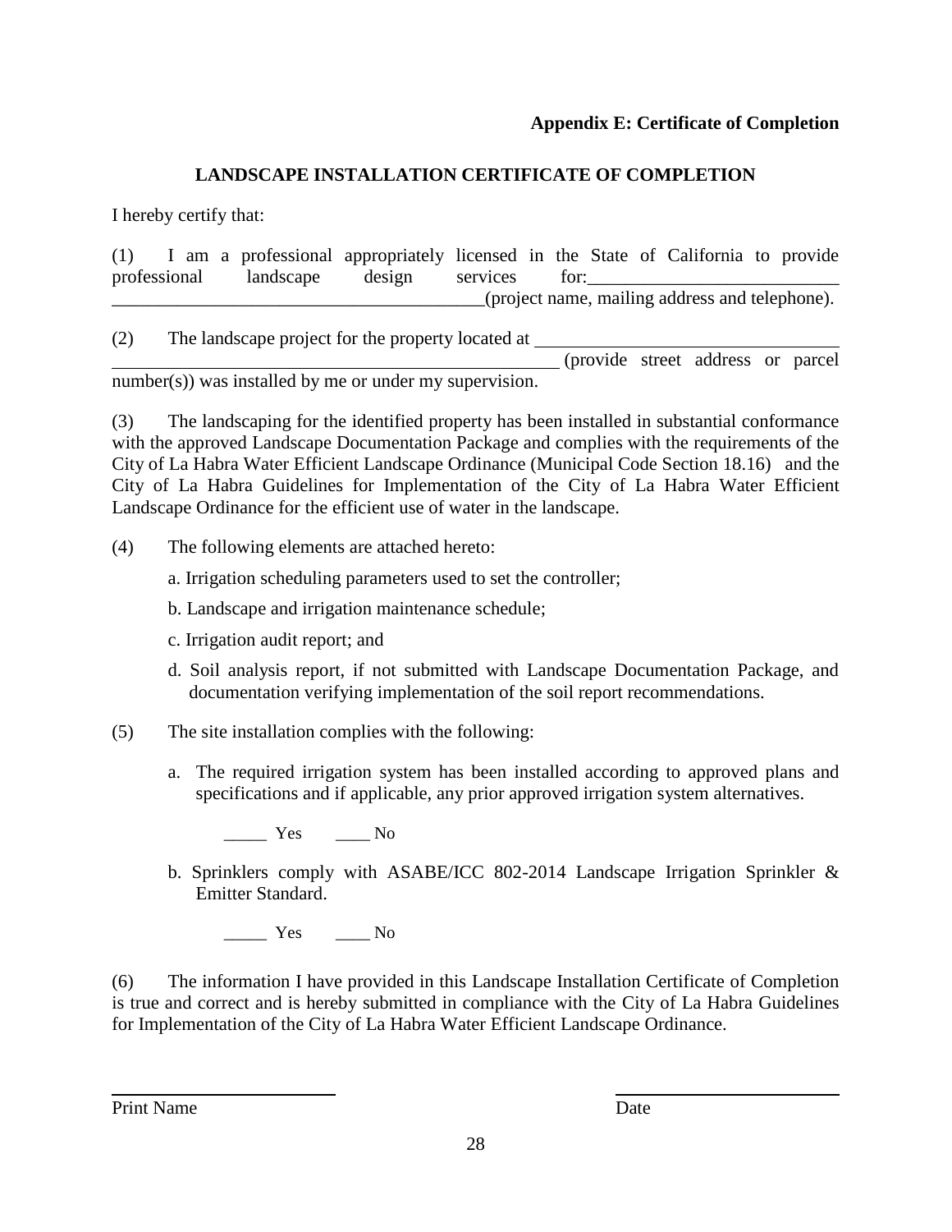**Appendix E: Certificate of Completion**

## LANDSCAPE INSTALLATION CERTIFICATE OF COMPLETION

I hereby certify that:

(1) I am a professional appropriately licensed in the State of California to provide professional landscape design services for:___________________________ ________________________________________(project name, mailing address and telephone).

(2) The landscape project for the property located at _________________________________ __________________________________________________ (provide street address or parcel number(s)) was installed by me or under my supervision.

(3) The landscaping for the identified property has been installed in substantial conformance with the approved Landscape Documentation Package and complies with the requirements of the City of La Habra Water Efficient Landscape Ordinance (Municipal Code Section 18.16) and the City of La Habra Guidelines for Implementation of the City of La Habra Water Efficient Landscape Ordinance for the efficient use of water in the landscape.

(4) The following elements are attached hereto:

a. Irrigation scheduling parameters used to set the controller;

b. Landscape and irrigation maintenance schedule;

c. Irrigation audit report; and

d. Soil analysis report, if not submitted with Landscape Documentation Package, and documentation verifying implementation of the soil report recommendations.

(5) The site installation complies with the following:

a. The required irrigation system has been installed according to approved plans and specifications and if applicable, any prior approved irrigation system alternatives.

_____ Yes ____ No

b. Sprinklers comply with ASABE/ICC 802-2014 Landscape Irrigation Sprinkler & Emitter Standard.

_____ Yes ____ No

(6) The information I have provided in this Landscape Installation Certificate of Completion is true and correct and is hereby submitted in compliance with the City of La Habra Guidelines for Implementation of the City of La Habra Water Efficient Landscape Ordinance.

_________________________ _________________________

Print Name Date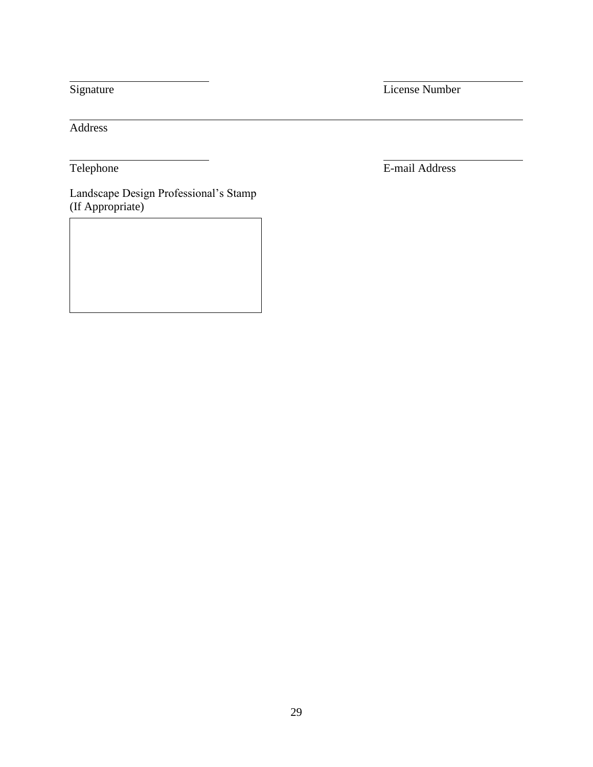\_\_\_\_\_\_\_\_\_\_\_\_\_\_\_\_\_\_\_\_\_\_\_\_ \_\_\_\_\_\_\_\_\_\_\_\_\_\_\_\_\_\_\_\_\_\_\_\_

Signature License Number

\_\_\_\_\_\_\_\_\_\_\_\_\_\_\_\_\_\_\_\_\_\_\_\_\_\_\_\_\_\_\_\_\_\_\_\_\_\_\_\_\_\_\_\_\_\_\_\_\_\_\_\_\_\_\_\_\_\_\_\_\_\_\_\_\_\_\_\_\_\_\_\_\_\_

Address

\_\_\_\_\_\_\_\_\_\_\_\_\_\_\_\_\_\_\_\_\_\_\_\_ \_\_\_\_\_\_\_\_\_\_\_\_\_\_\_\_\_\_\_\_\_\_\_\_

Telephone E-mail Address

Landscape Design Professional's Stamp
(If Appropriate)

| |
|---|
| |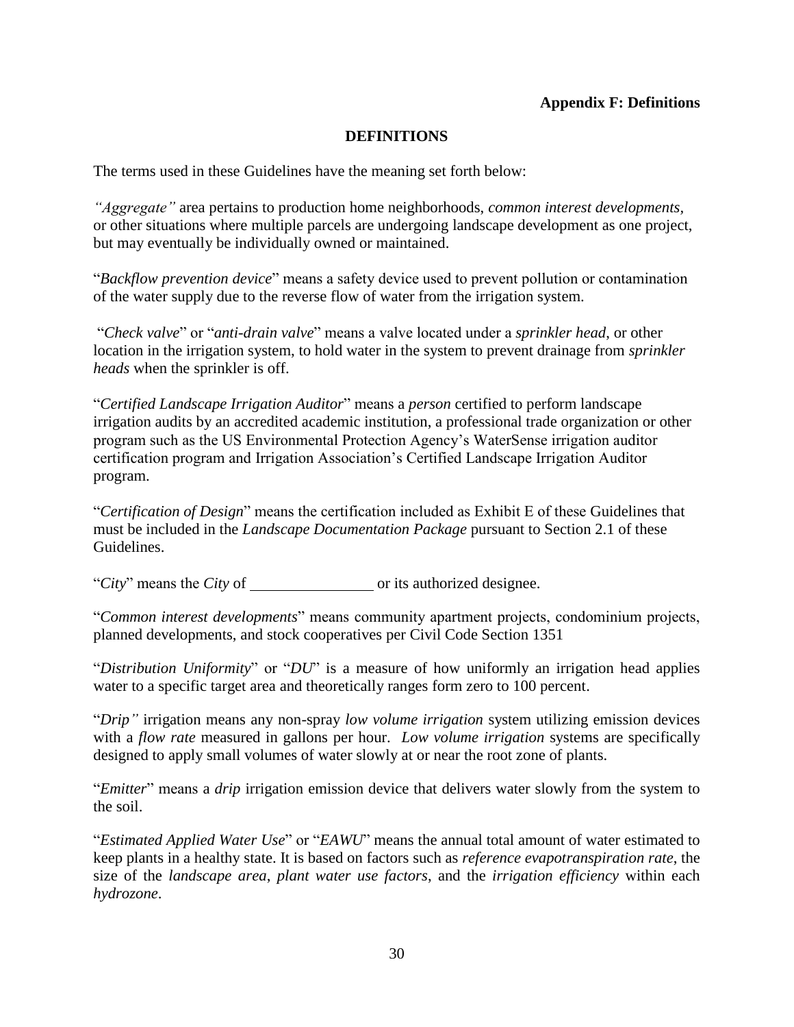**Appendix F: Definitions**

## DEFINITIONS

The terms used in these Guidelines have the meaning set forth below:

*"Aggregate"* area pertains to production home neighborhoods, *common interest developments*, or other situations where multiple parcels are undergoing landscape development as one project, but may eventually be individually owned or maintained.

"*Backflow prevention device*" means a safety device used to prevent pollution or contamination of the water supply due to the reverse flow of water from the irrigation system.

"*Check valve*" or "*anti-drain valve*" means a valve located under a *sprinkler head*, or other location in the irrigation system, to hold water in the system to prevent drainage from *sprinkler heads* when the sprinkler is off.

"*Certified Landscape Irrigation Auditor*" means a *person* certified to perform landscape irrigation audits by an accredited academic institution, a professional trade organization or other program such as the US Environmental Protection Agency's WaterSense irrigation auditor certification program and Irrigation Association's Certified Landscape Irrigation Auditor program.

"*Certification of Design*" means the certification included as Exhibit E of these Guidelines that must be included in the *Landscape Documentation Package* pursuant to Section 2.1 of these Guidelines.

"*City*" means the *City* of ________________ or its authorized designee.

"*Common interest developments*" means community apartment projects, condominium projects, planned developments, and stock cooperatives per Civil Code Section 1351

"*Distribution Uniformity*" or "*DU*" is a measure of how uniformly an irrigation head applies water to a specific target area and theoretically ranges form zero to 100 percent.

"*Drip"* irrigation means any non-spray *low volume irrigation* system utilizing emission devices with a *flow rate* measured in gallons per hour. *Low volume irrigation* systems are specifically designed to apply small volumes of water slowly at or near the root zone of plants.

"*Emitter*" means a *drip* irrigation emission device that delivers water slowly from the system to the soil.

"*Estimated Applied Water Use*" or "*EAWU*" means the annual total amount of water estimated to keep plants in a healthy state. It is based on factors such as *reference evapotranspiration rate*, the size of the *landscape area*, *plant water use factors*, and the *irrigation efficiency* within each *hydrozone*.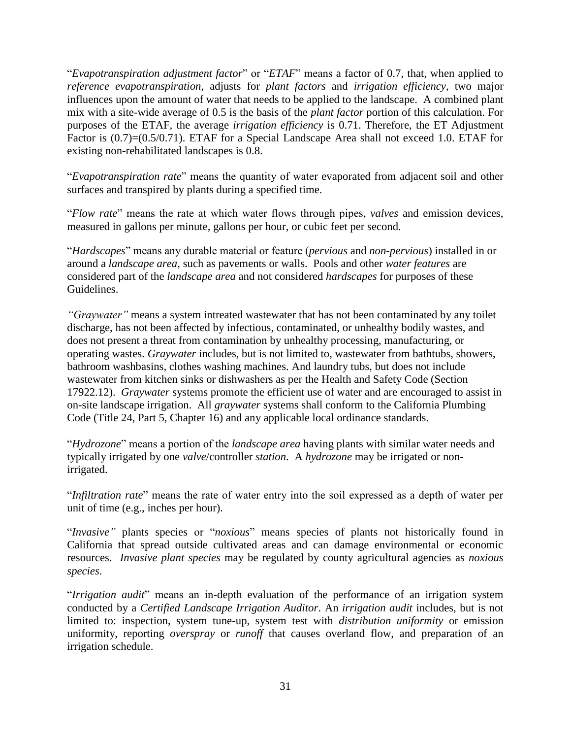"*Evapotranspiration adjustment factor*" or "*ETAF*" means a factor of 0.7, that, when applied to *reference evapotranspiration*, adjusts for *plant factors* and *irrigation efficiency*, two major influences upon the amount of water that needs to be applied to the landscape. A combined plant mix with a site-wide average of 0.5 is the basis of the *plant factor* portion of this calculation. For purposes of the ETAF, the average *irrigation efficiency* is 0.71. Therefore, the ET Adjustment Factor is (0.7)=(0.5/0.71). ETAF for a Special Landscape Area shall not exceed 1.0. ETAF for existing non-rehabilitated landscapes is 0.8.

"*Evapotranspiration rate*" means the quantity of water evaporated from adjacent soil and other surfaces and transpired by plants during a specified time.

"*Flow rate*" means the rate at which water flows through pipes, *valves* and emission devices, measured in gallons per minute, gallons per hour, or cubic feet per second.

"*Hardscapes*" means any durable material or feature (*pervious* and *non-pervious*) installed in or around a *landscape area*, such as pavements or walls. Pools and other *water features* are considered part of the *landscape area* and not considered *hardscapes* for purposes of these Guidelines.

*"Graywater"* means a system intreated wastewater that has not been contaminated by any toilet discharge, has not been affected by infectious, contaminated, or unhealthy bodily wastes, and does not present a threat from contamination by unhealthy processing, manufacturing, or operating wastes. *Graywater* includes, but is not limited to, wastewater from bathtubs, showers, bathroom washbasins, clothes washing machines. And laundry tubs, but does not include wastewater from kitchen sinks or dishwashers as per the Health and Safety Code (Section 17922.12). *Graywater* systems promote the efficient use of water and are encouraged to assist in on-site landscape irrigation. All *graywater* systems shall conform to the California Plumbing Code (Title 24, Part 5, Chapter 16) and any applicable local ordinance standards.

"*Hydrozone*" means a portion of the *landscape area* having plants with similar water needs and typically irrigated by one *valve*/controller *station*. A *hydrozone* may be irrigated or non-irrigated.

"*Infiltration rate*" means the rate of water entry into the soil expressed as a depth of water per unit of time (e.g., inches per hour).

"*Invasive"* plants species or "*noxious*" means species of plants not historically found in California that spread outside cultivated areas and can damage environmental or economic resources. *Invasive plant species* may be regulated by county agricultural agencies as *noxious species*.

"*Irrigation audit*" means an in-depth evaluation of the performance of an irrigation system conducted by a *Certified Landscape Irrigation Auditor*. An *irrigation audit* includes, but is not limited to: inspection, system tune-up, system test with *distribution uniformity* or emission uniformity, reporting *overspray* or *runoff* that causes overland flow, and preparation of an irrigation schedule.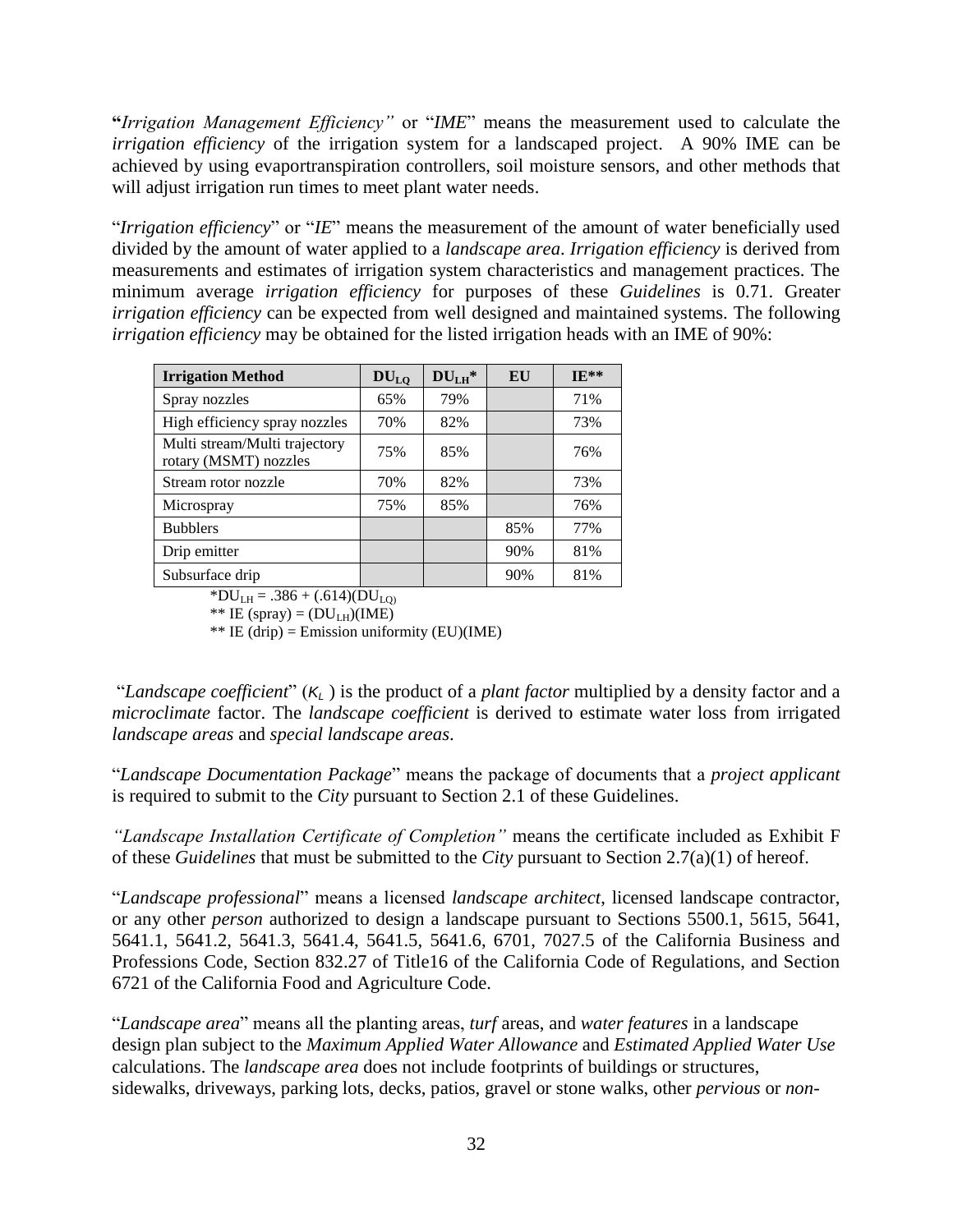**"***Irrigation Management Efficiency"* or "*IME*" means the measurement used to calculate the *irrigation efficiency* of the irrigation system for a landscaped project. A 90% IME can be achieved by using evaportranspiration controllers, soil moisture sensors, and other methods that will adjust irrigation run times to meet plant water needs.

"*Irrigation efficiency*" or "*IE*" means the measurement of the amount of water beneficially used divided by the amount of water applied to a *landscape area*. *Irrigation efficiency* is derived from measurements and estimates of irrigation system characteristics and management practices. The minimum average *irrigation efficiency* for purposes of these *Guidelines* is 0.71. Greater *irrigation efficiency* can be expected from well designed and maintained systems. The following *irrigation efficiency* may be obtained for the listed irrigation heads with an IME of 90%:

| Irrigation Method | $DU_{LQ}$ | $DU_{LH}$* | EU | IE** |
|---|---|---|---|---|
| Spray nozzles | 65% | 79% | | 71% |
| High efficiency spray nozzles | 70% | 82% | | 73% |
| Multi stream/Multi trajectory rotary (MSMT) nozzles | 75% | 85% | | 76% |
| Stream rotor nozzle | 70% | 82% | | 73% |
| Microspray | 75% | 85% | | 76% |
| Bubblers | | | 85% | 77% |
| Drip emitter | | | 90% | 81% |
| Subsurface drip | | | 90% | 81% |

*$DU_{LH} = .386 + (.614)(DU_{LQ})$

** IE (spray) = $(DU_{LH})$(IME)

** IE (drip) = Emission uniformity (EU)(IME)

"*Landscape coefficient*" ($K_L$) is the product of a *plant factor* multiplied by a density factor and a *microclimate* factor. The *landscape coefficient* is derived to estimate water loss from irrigated *landscape areas* and *special landscape areas*.

"*Landscape Documentation Package*" means the package of documents that a *project applicant* is required to submit to the *City* pursuant to Section 2.1 of these Guidelines.

*"Landscape Installation Certificate of Completion"* means the certificate included as Exhibit F of these *Guidelines* that must be submitted to the *City* pursuant to Section 2.7(a)(1) of hereof.

"*Landscape professional*" means a licensed *landscape architect*, licensed landscape contractor, or any other *person* authorized to design a landscape pursuant to Sections 5500.1, 5615, 5641, 5641.1, 5641.2, 5641.3, 5641.4, 5641.5, 5641.6, 6701, 7027.5 of the California Business and Professions Code, Section 832.27 of Title16 of the California Code of Regulations, and Section 6721 of the California Food and Agriculture Code.

"*Landscape area*" means all the planting areas, *turf* areas, and *water features* in a landscape design plan subject to the *Maximum Applied Water Allowance* and *Estimated Applied Water Use* calculations. The *landscape area* does not include footprints of buildings or structures, sidewalks, driveways, parking lots, decks, patios, gravel or stone walks, other *pervious* or *non-*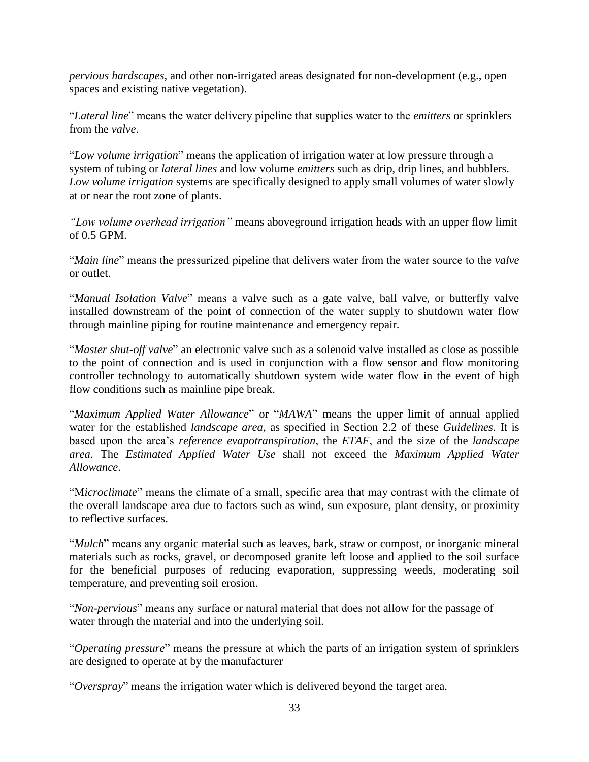*pervious hardscapes*, and other non-irrigated areas designated for non-development (e.g., open spaces and existing native vegetation).

"*Lateral line*" means the water delivery pipeline that supplies water to the *emitters* or sprinklers from the *valve*.

"*Low volume irrigation*" means the application of irrigation water at low pressure through a system of tubing or *lateral lines* and low volume *emitters* such as drip, drip lines, and bubblers. *Low volume irrigation* systems are specifically designed to apply small volumes of water slowly at or near the root zone of plants.

*"Low volume overhead irrigation"* means aboveground irrigation heads with an upper flow limit of 0.5 GPM.

"*Main line*" means the pressurized pipeline that delivers water from the water source to the *valve* or outlet.

"*Manual Isolation Valve*" means a valve such as a gate valve, ball valve, or butterfly valve installed downstream of the point of connection of the water supply to shutdown water flow through mainline piping for routine maintenance and emergency repair.

"*Master shut-off valve*" an electronic valve such as a solenoid valve installed as close as possible to the point of connection and is used in conjunction with a flow sensor and flow monitoring controller technology to automatically shutdown system wide water flow in the event of high flow conditions such as mainline pipe break.

"*Maximum Applied Water Allowance*" or "*MAWA*" means the upper limit of annual applied water for the established *landscape area,* as specified in Section 2.2 of these *Guidelines*. It is based upon the area's *reference evapotranspiration*, the *ETAF*, and the size of the *landscape area*. The *Estimated Applied Water Use* shall not exceed the *Maximum Applied Water Allowance*.

"M*icroclimate*" means the climate of a small, specific area that may contrast with the climate of the overall landscape area due to factors such as wind, sun exposure, plant density, or proximity to reflective surfaces.

"*Mulch*" means any organic material such as leaves, bark, straw or compost, or inorganic mineral materials such as rocks, gravel, or decomposed granite left loose and applied to the soil surface for the beneficial purposes of reducing evaporation, suppressing weeds, moderating soil temperature, and preventing soil erosion.

"*Non-pervious*" means any surface or natural material that does not allow for the passage of water through the material and into the underlying soil.

"*Operating pressure*" means the pressure at which the parts of an irrigation system of sprinklers are designed to operate at by the manufacturer

"*Overspray*" means the irrigation water which is delivered beyond the target area.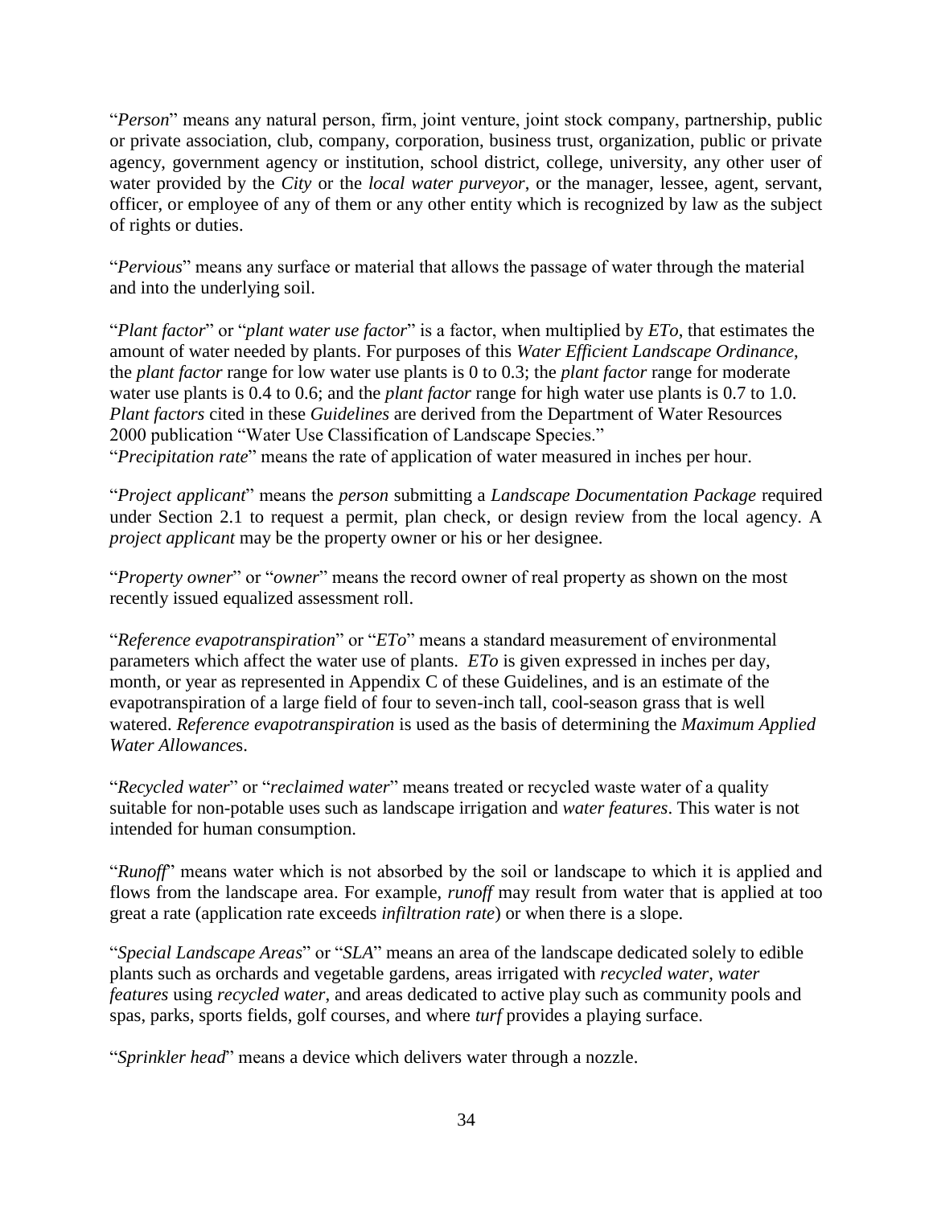"*Person*" means any natural person, firm, joint venture, joint stock company, partnership, public or private association, club, company, corporation, business trust, organization, public or private agency, government agency or institution, school district, college, university, any other user of water provided by the *City* or the *local water purveyor*, or the manager, lessee, agent, servant, officer, or employee of any of them or any other entity which is recognized by law as the subject of rights or duties.

"*Pervious*" means any surface or material that allows the passage of water through the material and into the underlying soil.

"*Plant factor*" or "*plant water use factor*" is a factor, when multiplied by *ETo*, that estimates the amount of water needed by plants. For purposes of this *Water Efficient Landscape Ordinance*, the *plant factor* range for low water use plants is 0 to 0.3; the *plant factor* range for moderate water use plants is 0.4 to 0.6; and the *plant factor* range for high water use plants is 0.7 to 1.0. *Plant factors* cited in these *Guidelines* are derived from the Department of Water Resources 2000 publication "Water Use Classification of Landscape Species."

"*Precipitation rate*" means the rate of application of water measured in inches per hour.

"*Project applicant*" means the *person* submitting a *Landscape Documentation Package* required under Section 2.1 to request a permit, plan check, or design review from the local agency. A *project applicant* may be the property owner or his or her designee.

"*Property owner*" or "*owner*" means the record owner of real property as shown on the most recently issued equalized assessment roll.

"*Reference evapotranspiration*" or "*ETo*" means a standard measurement of environmental parameters which affect the water use of plants. *ETo* is given expressed in inches per day, month, or year as represented in Appendix C of these Guidelines, and is an estimate of the evapotranspiration of a large field of four to seven-inch tall, cool-season grass that is well watered. *Reference evapotranspiration* is used as the basis of determining the *Maximum Applied Water Allowance*s.

"*Recycled water*" or "*reclaimed water*" means treated or recycled waste water of a quality suitable for non-potable uses such as landscape irrigation and *water features*. This water is not intended for human consumption.

"*Runoff*" means water which is not absorbed by the soil or landscape to which it is applied and flows from the landscape area. For example, *runoff* may result from water that is applied at too great a rate (application rate exceeds *infiltration rate*) or when there is a slope.

"*Special Landscape Areas*" or "*SLA*" means an area of the landscape dedicated solely to edible plants such as orchards and vegetable gardens, areas irrigated with *recycled water*, *water features* using *recycled water*, and areas dedicated to active play such as community pools and spas, parks, sports fields, golf courses, and where *turf* provides a playing surface.

"*Sprinkler head*" means a device which delivers water through a nozzle.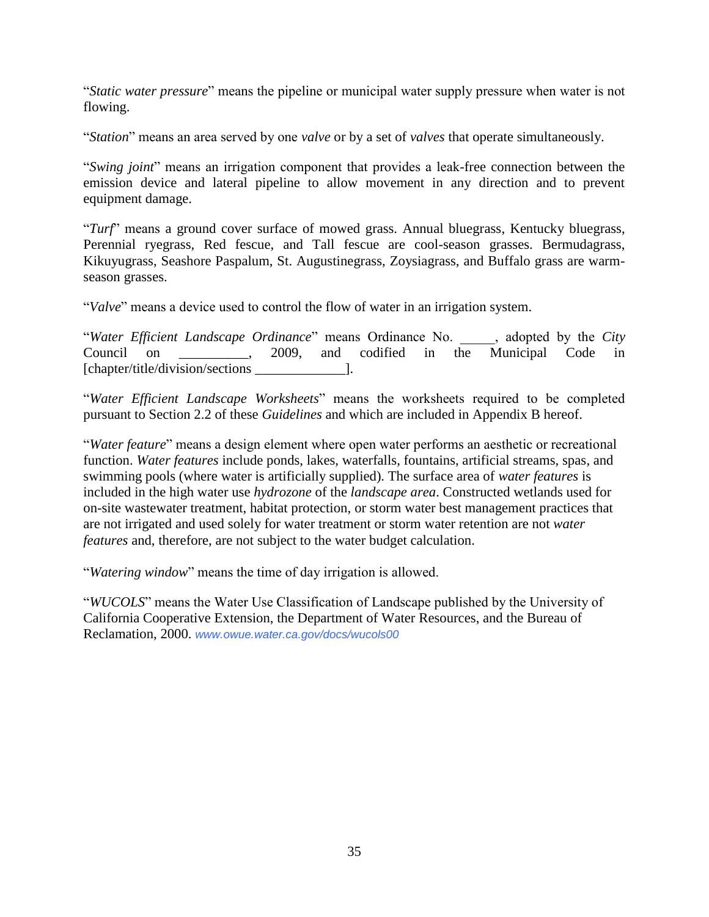"*Static water pressure*" means the pipeline or municipal water supply pressure when water is not flowing.

"*Station*" means an area served by one *valve* or by a set of *valves* that operate simultaneously.

"*Swing joint*" means an irrigation component that provides a leak-free connection between the emission device and lateral pipeline to allow movement in any direction and to prevent equipment damage.

"*Turf*" means a ground cover surface of mowed grass. Annual bluegrass, Kentucky bluegrass, Perennial ryegrass, Red fescue, and Tall fescue are cool-season grasses. Bermudagrass, Kikuyugrass, Seashore Paspalum, St. Augustinegrass, Zoysiagrass, and Buffalo grass are warm-season grasses.

"*Valve*" means a device used to control the flow of water in an irrigation system.

"*Water Efficient Landscape Ordinance*" means Ordinance No. _____, adopted by the *City* Council on __________, 2009, and codified in the Municipal Code in [chapter/title/division/sections _____________].

"*Water Efficient Landscape Worksheets*" means the worksheets required to be completed pursuant to Section 2.2 of these *Guidelines* and which are included in Appendix B hereof.

"*Water feature*" means a design element where open water performs an aesthetic or recreational function. *Water features* include ponds, lakes, waterfalls, fountains, artificial streams, spas, and swimming pools (where water is artificially supplied). The surface area of *water features* is included in the high water use *hydrozone* of the *landscape area*. Constructed wetlands used for on-site wastewater treatment, habitat protection, or storm water best management practices that are not irrigated and used solely for water treatment or storm water retention are not *water features* and, therefore, are not subject to the water budget calculation.

"*Watering window*" means the time of day irrigation is allowed.

"*WUCOLS*" means the Water Use Classification of Landscape published by the University of California Cooperative Extension, the Department of Water Resources, and the Bureau of Reclamation, 2000. www.owue.water.ca.gov/docs/wucols00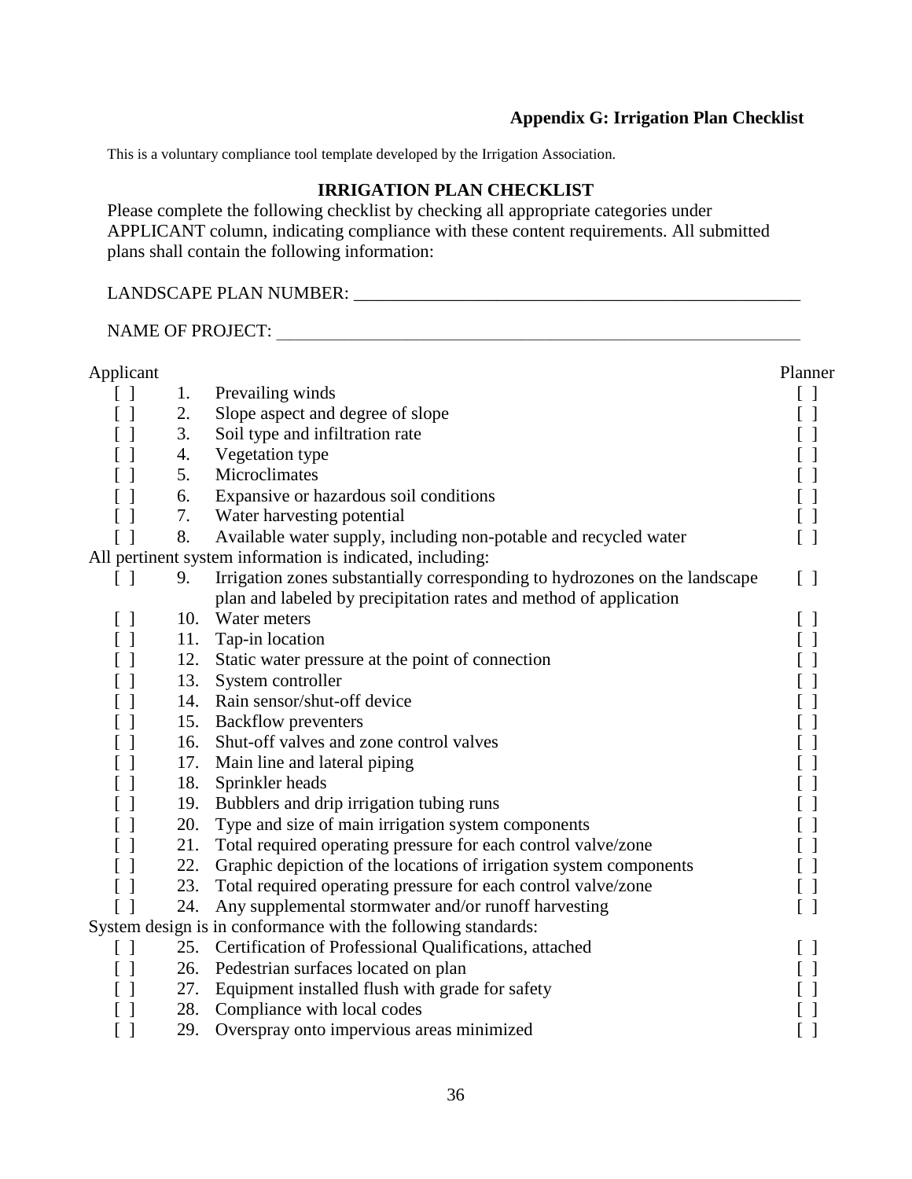**Appendix G: Irrigation Plan Checklist**

This is a voluntary compliance tool template developed by the Irrigation Association.

## IRRIGATION PLAN CHECKLIST

Please complete the following checklist by checking all appropriate categories under APPLICANT column, indicating compliance with these content requirements. All submitted plans shall contain the following information:

LANDSCAPE PLAN NUMBER: ____________________________________________________

NAME OF PROJECT: _________________________________________________________

| Applicant | | | Planner |
|---|---|---|---|
| [ ] | 1. | Prevailing winds | [ ] |
| [ ] | 2. | Slope aspect and degree of slope | [ ] |
| [ ] | 3. | Soil type and infiltration rate | [ ] |
| [ ] | 4. | Vegetation type | [ ] |
| [ ] | 5. | Microclimates | [ ] |
| [ ] | 6. | Expansive or hazardous soil conditions | [ ] |
| [ ] | 7. | Water harvesting potential | [ ] |
| [ ] | 8. | Available water supply, including non-potable and recycled water | [ ] |
| All pertinent system information is indicated, including: | | | |
| [ ] | 9. | Irrigation zones substantially corresponding to hydrozones on the landscape plan and labeled by precipitation rates and method of application | [ ] |
| [ ] | 10. | Water meters | [ ] |
| [ ] | 11. | Tap-in location | [ ] |
| [ ] | 12. | Static water pressure at the point of connection | [ ] |
| [ ] | 13. | System controller | [ ] |
| [ ] | 14. | Rain sensor/shut-off device | [ ] |
| [ ] | 15. | Backflow preventers | [ ] |
| [ ] | 16. | Shut-off valves and zone control valves | [ ] |
| [ ] | 17. | Main line and lateral piping | [ ] |
| [ ] | 18. | Sprinkler heads | [ ] |
| [ ] | 19. | Bubblers and drip irrigation tubing runs | [ ] |
| [ ] | 20. | Type and size of main irrigation system components | [ ] |
| [ ] | 21. | Total required operating pressure for each control valve/zone | [ ] |
| [ ] | 22. | Graphic depiction of the locations of irrigation system components | [ ] |
| [ ] | 23. | Total required operating pressure for each control valve/zone | [ ] |
| [ ] | 24. | Any supplemental stormwater and/or runoff harvesting | [ ] |
| System design is in conformance with the following standards: | | | |
| [ ] | 25. | Certification of Professional Qualifications, attached | [ ] |
| [ ] | 26. | Pedestrian surfaces located on plan | [ ] |
| [ ] | 27. | Equipment installed flush with grade for safety | [ ] |
| [ ] | 28. | Compliance with local codes | [ ] |
| [ ] | 29. | Overspray onto impervious areas minimized | [ ] |